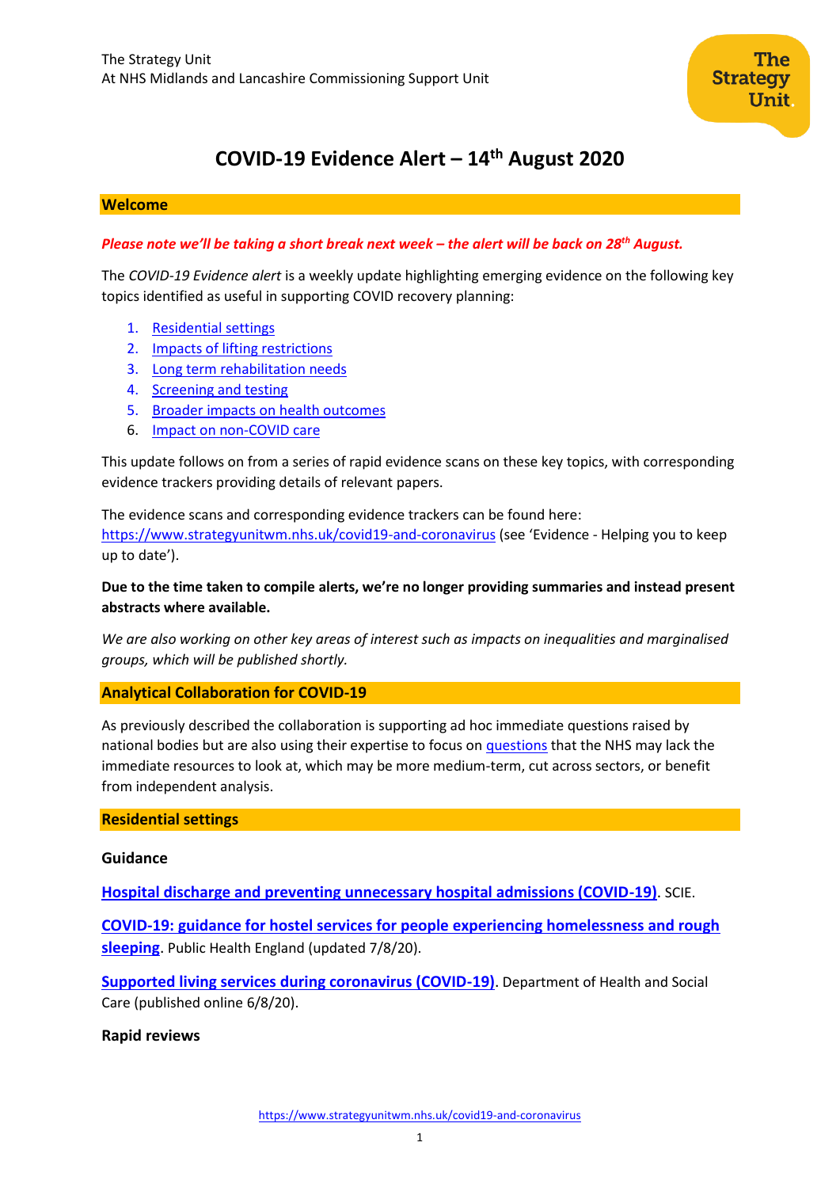The Strategy Unit
At NHS Midlands and Lancashire Commissioning Support Unit

# COVID-19 Evidence Alert – 14th August 2020

## Welcome

***Please note we'll be taking a short break next week – the alert will be back on 28th August.***

The *COVID-19 Evidence alert* is a weekly update highlighting emerging evidence on the following key topics identified as useful in supporting COVID recovery planning:

1. Residential settings
2. Impacts of lifting restrictions
3. Long term rehabilitation needs
4. Screening and testing
5. Broader impacts on health outcomes
6. Impact on non-COVID care

This update follows on from a series of rapid evidence scans on these key topics, with corresponding evidence trackers providing details of relevant papers.

The evidence scans and corresponding evidence trackers can be found here: https://www.strategyunitwm.nhs.uk/covid19-and-coronavirus (see 'Evidence - Helping you to keep up to date').

**Due to the time taken to compile alerts, we're no longer providing summaries and instead present abstracts where available.**

*We are also working on other key areas of interest such as impacts on inequalities and marginalised groups, which will be published shortly.*

## Analytical Collaboration for COVID-19

As previously described the collaboration is supporting ad hoc immediate questions raised by national bodies but are also using their expertise to focus on questions that the NHS may lack the immediate resources to look at, which may be more medium-term, cut across sectors, or benefit from independent analysis.

## Residential settings

### Guidance

**Hospital discharge and preventing unnecessary hospital admissions (COVID-19)**. SCIE.

**COVID-19: guidance for hostel services for people experiencing homelessness and rough sleeping**. Public Health England (updated 7/8/20).

**Supported living services during coronavirus (COVID-19)**. Department of Health and Social Care (published online 6/8/20).

### Rapid reviews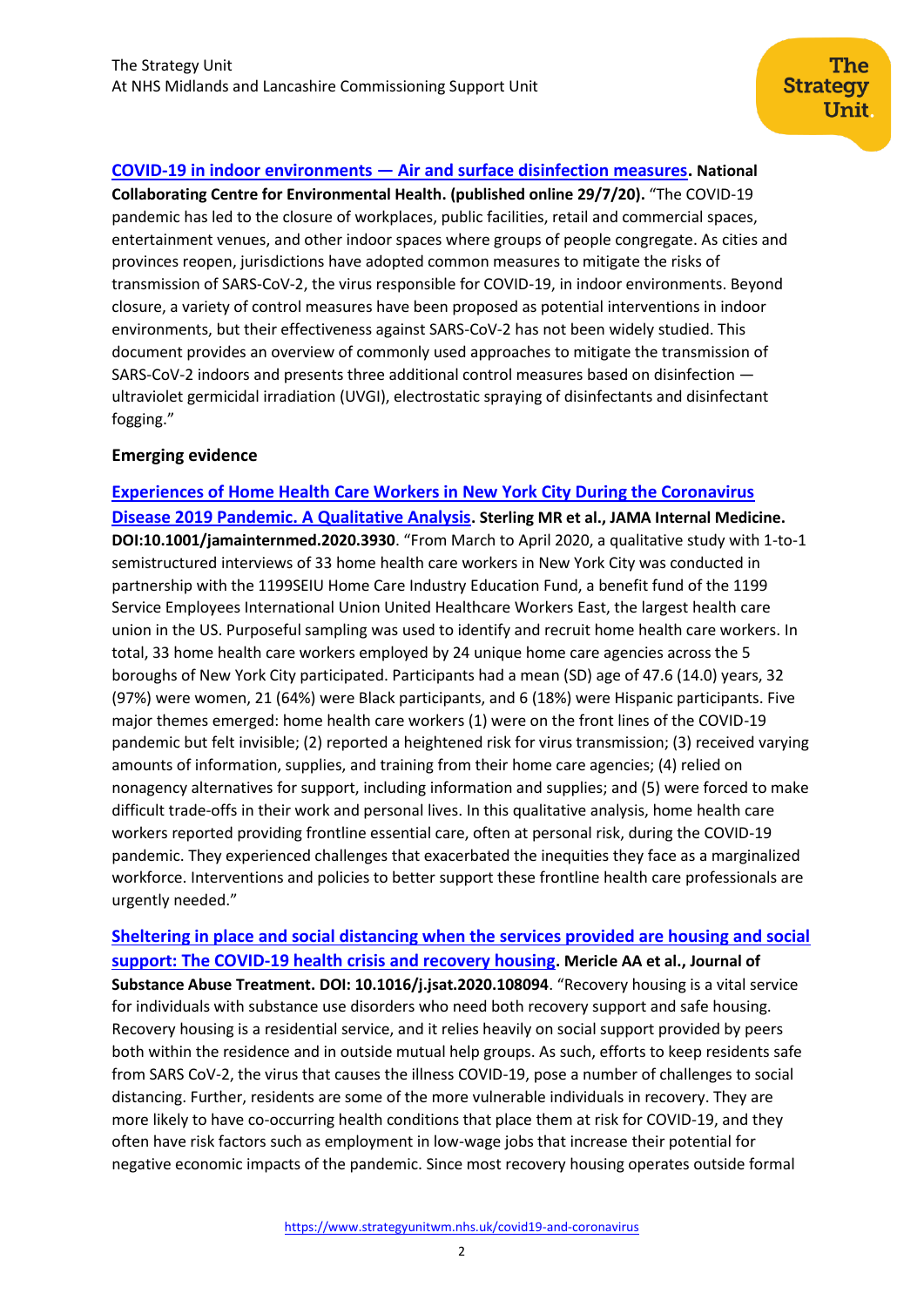**[COVID-19 in indoor environments — Air and surface disinfection measures](). National Collaborating Centre for Environmental Health. (published online 29/7/20).** "The COVID-19 pandemic has led to the closure of workplaces, public facilities, retail and commercial spaces, entertainment venues, and other indoor spaces where groups of people congregate. As cities and provinces reopen, jurisdictions have adopted common measures to mitigate the risks of transmission of SARS-CoV-2, the virus responsible for COVID-19, in indoor environments. Beyond closure, a variety of control measures have been proposed as potential interventions in indoor environments, but their effectiveness against SARS-CoV-2 has not been widely studied. This document provides an overview of commonly used approaches to mitigate the transmission of SARS-CoV-2 indoors and presents three additional control measures based on disinfection — ultraviolet germicidal irradiation (UVGI), electrostatic spraying of disinfectants and disinfectant fogging."

## Emerging evidence

**[Experiences of Home Health Care Workers in New York City During the Coronavirus Disease 2019 Pandemic. A Qualitative Analysis](). Sterling MR et al., JAMA Internal Medicine. DOI:10.1001/jamainternmed.2020.3930**. "From March to April 2020, a qualitative study with 1-to-1 semistructured interviews of 33 home health care workers in New York City was conducted in partnership with the 1199SEIU Home Care Industry Education Fund, a benefit fund of the 1199 Service Employees International Union United Healthcare Workers East, the largest health care union in the US. Purposeful sampling was used to identify and recruit home health care workers. In total, 33 home health care workers employed by 24 unique home care agencies across the 5 boroughs of New York City participated. Participants had a mean (SD) age of 47.6 (14.0) years, 32 (97%) were women, 21 (64%) were Black participants, and 6 (18%) were Hispanic participants. Five major themes emerged: home health care workers (1) were on the front lines of the COVID-19 pandemic but felt invisible; (2) reported a heightened risk for virus transmission; (3) received varying amounts of information, supplies, and training from their home care agencies; (4) relied on nonagency alternatives for support, including information and supplies; and (5) were forced to make difficult trade-offs in their work and personal lives. In this qualitative analysis, home health care workers reported providing frontline essential care, often at personal risk, during the COVID-19 pandemic. They experienced challenges that exacerbated the inequities they face as a marginalized workforce. Interventions and policies to better support these frontline health care professionals are urgently needed."

**[Sheltering in place and social distancing when the services provided are housing and social support: The COVID-19 health crisis and recovery housing](). Mericle AA et al., Journal of Substance Abuse Treatment. DOI: 10.1016/j.jsat.2020.108094**. "Recovery housing is a vital service for individuals with substance use disorders who need both recovery support and safe housing. Recovery housing is a residential service, and it relies heavily on social support provided by peers both within the residence and in outside mutual help groups. As such, efforts to keep residents safe from SARS CoV-2, the virus that causes the illness COVID-19, pose a number of challenges to social distancing. Further, residents are some of the more vulnerable individuals in recovery. They are more likely to have co-occurring health conditions that place them at risk for COVID-19, and they often have risk factors such as employment in low-wage jobs that increase their potential for negative economic impacts of the pandemic. Since most recovery housing operates outside formal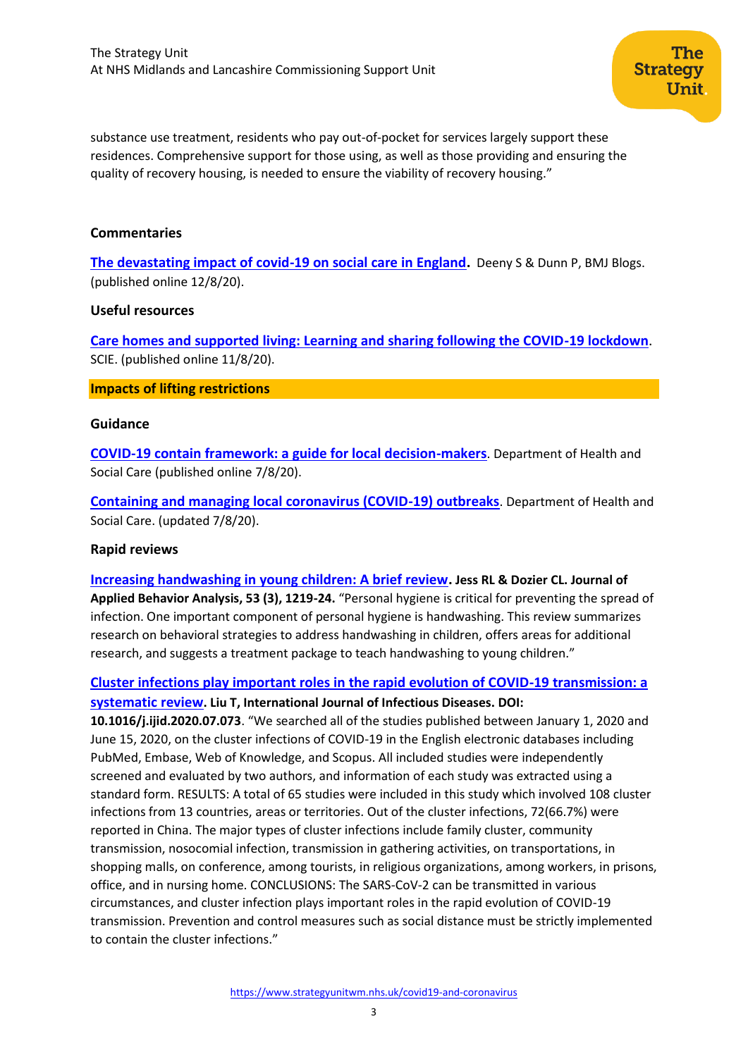substance use treatment, residents who pay out-of-pocket for services largely support these residences. Comprehensive support for those using, as well as those providing and ensuring the quality of recovery housing, is needed to ensure the viability of recovery housing."

### Commentaries

**The devastating impact of covid-19 on social care in England.** Deeny S & Dunn P, BMJ Blogs. (published online 12/8/20).

### Useful resources

**Care homes and supported living: Learning and sharing following the COVID-19 lockdown**. SCIE. (published online 11/8/20).

## Impacts of lifting restrictions

### Guidance

**COVID-19 contain framework: a guide for local decision-makers**. Department of Health and Social Care (published online 7/8/20).

**Containing and managing local coronavirus (COVID-19) outbreaks**. Department of Health and Social Care. (updated 7/8/20).

### Rapid reviews

**Increasing handwashing in young children: A brief review. Jess RL & Dozier CL. Journal of Applied Behavior Analysis, 53 (3), 1219-24.** "Personal hygiene is critical for preventing the spread of infection. One important component of personal hygiene is handwashing. This review summarizes research on behavioral strategies to address handwashing in children, offers areas for additional research, and suggests a treatment package to teach handwashing to young children."

**Cluster infections play important roles in the rapid evolution of COVID-19 transmission: a systematic review. Liu T, International Journal of Infectious Diseases. DOI: 10.1016/j.ijid.2020.07.073**. "We searched all of the studies published between January 1, 2020 and June 15, 2020, on the cluster infections of COVID-19 in the English electronic databases including PubMed, Embase, Web of Knowledge, and Scopus. All included studies were independently screened and evaluated by two authors, and information of each study was extracted using a standard form. RESULTS: A total of 65 studies were included in this study which involved 108 cluster infections from 13 countries, areas or territories. Out of the cluster infections, 72(66.7%) were reported in China. The major types of cluster infections include family cluster, community transmission, nosocomial infection, transmission in gathering activities, on transportations, in shopping malls, on conference, among tourists, in religious organizations, among workers, in prisons, office, and in nursing home. CONCLUSIONS: The SARS-CoV-2 can be transmitted in various circumstances, and cluster infection plays important roles in the rapid evolution of COVID-19 transmission. Prevention and control measures such as social distance must be strictly implemented to contain the cluster infections."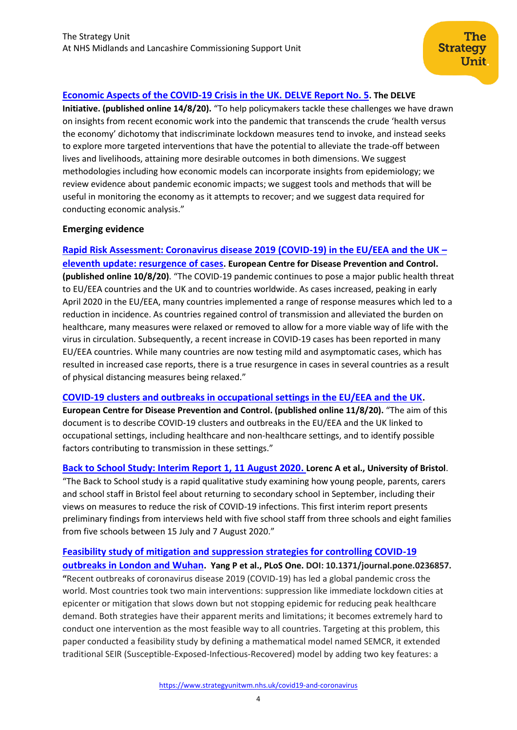**Economic Aspects of the COVID-19 Crisis in the UK. DELVE Report No. 5. The DELVE Initiative. (published online 14/8/20).** "To help policymakers tackle these challenges we have drawn on insights from recent economic work into the pandemic that transcends the crude 'health versus the economy' dichotomy that indiscriminate lockdown measures tend to invoke, and instead seeks to explore more targeted interventions that have the potential to alleviate the trade-off between lives and livelihoods, attaining more desirable outcomes in both dimensions. We suggest methodologies including how economic models can incorporate insights from epidemiology; we review evidence about pandemic economic impacts; we suggest tools and methods that will be useful in monitoring the economy as it attempts to recover; and we suggest data required for conducting economic analysis."

## Emerging evidence

**Rapid Risk Assessment: Coronavirus disease 2019 (COVID-19) in the EU/EEA and the UK – eleventh update: resurgence of cases. European Centre for Disease Prevention and Control. (published online 10/8/20)**. "The COVID-19 pandemic continues to pose a major public health threat to EU/EEA countries and the UK and to countries worldwide. As cases increased, peaking in early April 2020 in the EU/EEA, many countries implemented a range of response measures which led to a reduction in incidence. As countries regained control of transmission and alleviated the burden on healthcare, many measures were relaxed or removed to allow for a more viable way of life with the virus in circulation. Subsequently, a recent increase in COVID-19 cases has been reported in many EU/EEA countries. While many countries are now testing mild and asymptomatic cases, which has resulted in increased case reports, there is a true resurgence in cases in several countries as a result of physical distancing measures being relaxed."

**COVID-19 clusters and outbreaks in occupational settings in the EU/EEA and the UK. European Centre for Disease Prevention and Control. (published online 11/8/20).** "The aim of this document is to describe COVID-19 clusters and outbreaks in the EU/EEA and the UK linked to occupational settings, including healthcare and non-healthcare settings, and to identify possible factors contributing to transmission in these settings."

**Back to School Study: Interim Report 1, 11 August 2020. Lorenc A et al., University of Bristol**. "The Back to School study is a rapid qualitative study examining how young people, parents, carers and school staff in Bristol feel about returning to secondary school in September, including their views on measures to reduce the risk of COVID-19 infections. This first interim report presents preliminary findings from interviews held with five school staff from three schools and eight families from five schools between 15 July and 7 August 2020."

**Feasibility study of mitigation and suppression strategies for controlling COVID-19 outbreaks in London and Wuhan. Yang P et al., PLoS One. DOI: 10.1371/journal.pone.0236857.** "Recent outbreaks of coronavirus disease 2019 (COVID-19) has led a global pandemic cross the world. Most countries took two main interventions: suppression like immediate lockdown cities at epicenter or mitigation that slows down but not stopping epidemic for reducing peak healthcare demand. Both strategies have their apparent merits and limitations; it becomes extremely hard to conduct one intervention as the most feasible way to all countries. Targeting at this problem, this paper conducted a feasibility study by defining a mathematical model named SEMCR, it extended traditional SEIR (Susceptible-Exposed-Infectious-Recovered) model by adding two key features: a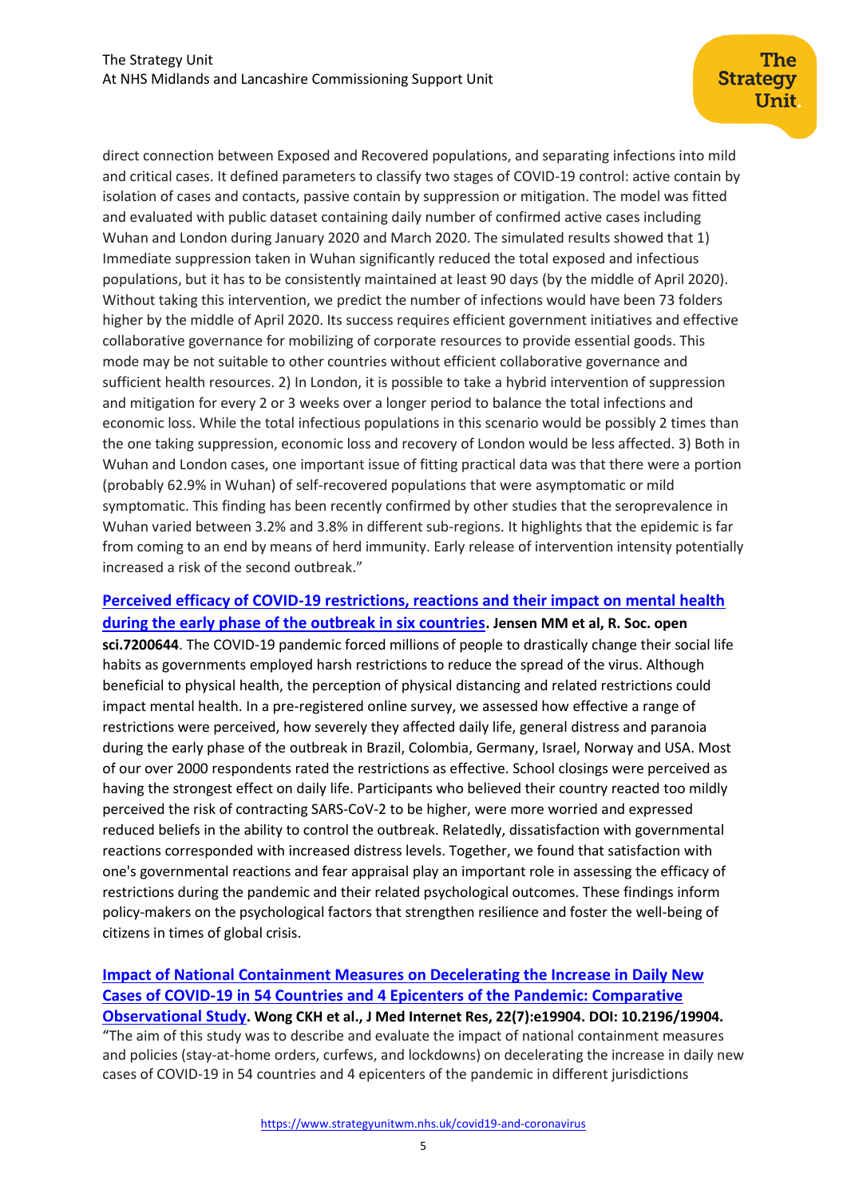direct connection between Exposed and Recovered populations, and separating infections into mild and critical cases. It defined parameters to classify two stages of COVID-19 control: active contain by isolation of cases and contacts, passive contain by suppression or mitigation. The model was fitted and evaluated with public dataset containing daily number of confirmed active cases including Wuhan and London during January 2020 and March 2020. The simulated results showed that 1) Immediate suppression taken in Wuhan significantly reduced the total exposed and infectious populations, but it has to be consistently maintained at least 90 days (by the middle of April 2020). Without taking this intervention, we predict the number of infections would have been 73 folders higher by the middle of April 2020. Its success requires efficient government initiatives and effective collaborative governance for mobilizing of corporate resources to provide essential goods. This mode may be not suitable to other countries without efficient collaborative governance and sufficient health resources. 2) In London, it is possible to take a hybrid intervention of suppression and mitigation for every 2 or 3 weeks over a longer period to balance the total infections and economic loss. While the total infectious populations in this scenario would be possibly 2 times than the one taking suppression, economic loss and recovery of London would be less affected. 3) Both in Wuhan and London cases, one important issue of fitting practical data was that there were a portion (probably 62.9% in Wuhan) of self-recovered populations that were asymptomatic or mild symptomatic. This finding has been recently confirmed by other studies that the seroprevalence in Wuhan varied between 3.2% and 3.8% in different sub-regions. It highlights that the epidemic is far from coming to an end by means of herd immunity. Early release of intervention intensity potentially increased a risk of the second outbreak."

**Perceived efficacy of COVID-19 restrictions, reactions and their impact on mental health during the early phase of the outbreak in six countries. Jensen MM et al, R. Soc. open sci.7200644**. The COVID-19 pandemic forced millions of people to drastically change their social life habits as governments employed harsh restrictions to reduce the spread of the virus. Although beneficial to physical health, the perception of physical distancing and related restrictions could impact mental health. In a pre-registered online survey, we assessed how effective a range of restrictions were perceived, how severely they affected daily life, general distress and paranoia during the early phase of the outbreak in Brazil, Colombia, Germany, Israel, Norway and USA. Most of our over 2000 respondents rated the restrictions as effective. School closings were perceived as having the strongest effect on daily life. Participants who believed their country reacted too mildly perceived the risk of contracting SARS-CoV-2 to be higher, were more worried and expressed reduced beliefs in the ability to control the outbreak. Relatedly, dissatisfaction with governmental reactions corresponded with increased distress levels. Together, we found that satisfaction with one's governmental reactions and fear appraisal play an important role in assessing the efficacy of restrictions during the pandemic and their related psychological outcomes. These findings inform policy-makers on the psychological factors that strengthen resilience and foster the well-being of citizens in times of global crisis.

**Impact of National Containment Measures on Decelerating the Increase in Daily New Cases of COVID-19 in 54 Countries and 4 Epicenters of the Pandemic: Comparative Observational Study. Wong CKH et al., J Med Internet Res, 22(7):e19904. DOI: 10.2196/19904.**
"The aim of this study was to describe and evaluate the impact of national containment measures and policies (stay-at-home orders, curfews, and lockdowns) on decelerating the increase in daily new cases of COVID-19 in 54 countries and 4 epicenters of the pandemic in different jurisdictions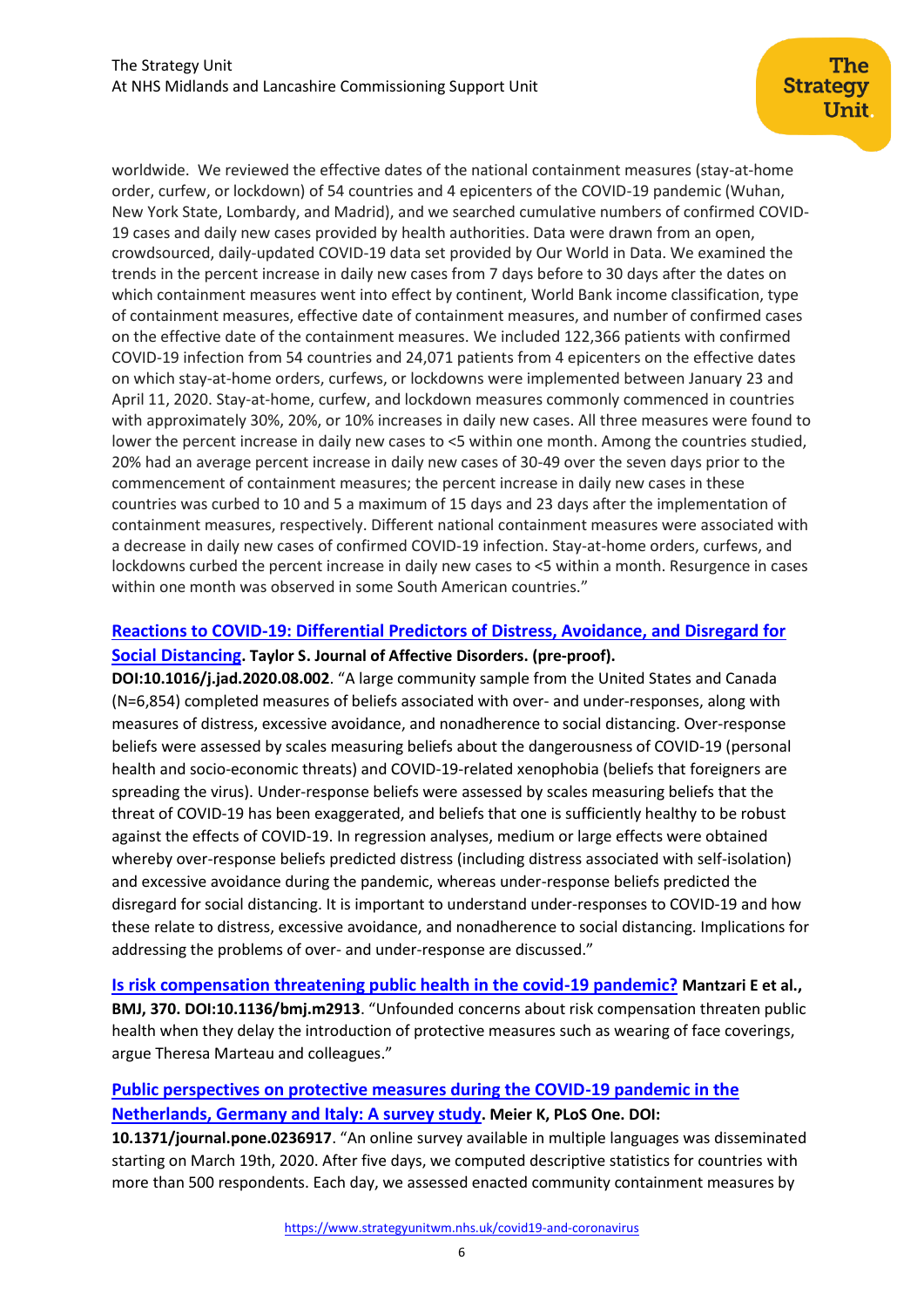worldwide. We reviewed the effective dates of the national containment measures (stay-at-home order, curfew, or lockdown) of 54 countries and 4 epicenters of the COVID-19 pandemic (Wuhan, New York State, Lombardy, and Madrid), and we searched cumulative numbers of confirmed COVID-19 cases and daily new cases provided by health authorities. Data were drawn from an open, crowdsourced, daily-updated COVID-19 data set provided by Our World in Data. We examined the trends in the percent increase in daily new cases from 7 days before to 30 days after the dates on which containment measures went into effect by continent, World Bank income classification, type of containment measures, effective date of containment measures, and number of confirmed cases on the effective date of the containment measures. We included 122,366 patients with confirmed COVID-19 infection from 54 countries and 24,071 patients from 4 epicenters on the effective dates on which stay-at-home orders, curfews, or lockdowns were implemented between January 23 and April 11, 2020. Stay-at-home, curfew, and lockdown measures commonly commenced in countries with approximately 30%, 20%, or 10% increases in daily new cases. All three measures were found to lower the percent increase in daily new cases to <5 within one month. Among the countries studied, 20% had an average percent increase in daily new cases of 30-49 over the seven days prior to the commencement of containment measures; the percent increase in daily new cases in these countries was curbed to 10 and 5 a maximum of 15 days and 23 days after the implementation of containment measures, respectively. Different national containment measures were associated with a decrease in daily new cases of confirmed COVID-19 infection. Stay-at-home orders, curfews, and lockdowns curbed the percent increase in daily new cases to <5 within a month. Resurgence in cases within one month was observed in some South American countries."

**Reactions to COVID-19: Differential Predictors of Distress, Avoidance, and Disregard for Social Distancing. Taylor S. Journal of Affective Disorders. (pre-proof). DOI:10.1016/j.jad.2020.08.002**. "A large community sample from the United States and Canada (N=6,854) completed measures of beliefs associated with over- and under-responses, along with measures of distress, excessive avoidance, and nonadherence to social distancing. Over-response beliefs were assessed by scales measuring beliefs about the dangerousness of COVID-19 (personal health and socio-economic threats) and COVID-19-related xenophobia (beliefs that foreigners are spreading the virus). Under-response beliefs were assessed by scales measuring beliefs that the threat of COVID-19 has been exaggerated, and beliefs that one is sufficiently healthy to be robust against the effects of COVID-19. In regression analyses, medium or large effects were obtained whereby over-response beliefs predicted distress (including distress associated with self-isolation) and excessive avoidance during the pandemic, whereas under-response beliefs predicted the disregard for social distancing. It is important to understand under-responses to COVID-19 and how these relate to distress, excessive avoidance, and nonadherence to social distancing. Implications for addressing the problems of over- and under-response are discussed."

**Is risk compensation threatening public health in the covid-19 pandemic? Mantzari E et al., BMJ, 370. DOI:10.1136/bmj.m2913**. "Unfounded concerns about risk compensation threaten public health when they delay the introduction of protective measures such as wearing of face coverings, argue Theresa Marteau and colleagues."

**Public perspectives on protective measures during the COVID-19 pandemic in the Netherlands, Germany and Italy: A survey study. Meier K, PLoS One. DOI: 10.1371/journal.pone.0236917**. "An online survey available in multiple languages was disseminated starting on March 19th, 2020. After five days, we computed descriptive statistics for countries with more than 500 respondents. Each day, we assessed enacted community containment measures by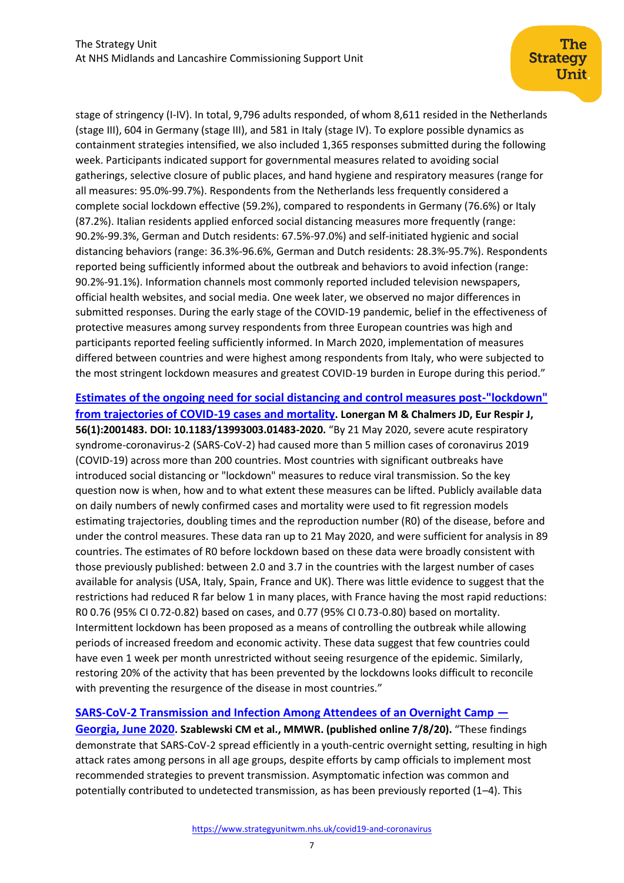stage of stringency (I-IV). In total, 9,796 adults responded, of whom 8,611 resided in the Netherlands (stage III), 604 in Germany (stage III), and 581 in Italy (stage IV). To explore possible dynamics as containment strategies intensified, we also included 1,365 responses submitted during the following week. Participants indicated support for governmental measures related to avoiding social gatherings, selective closure of public places, and hand hygiene and respiratory measures (range for all measures: 95.0%-99.7%). Respondents from the Netherlands less frequently considered a complete social lockdown effective (59.2%), compared to respondents in Germany (76.6%) or Italy (87.2%). Italian residents applied enforced social distancing measures more frequently (range: 90.2%-99.3%, German and Dutch residents: 67.5%-97.0%) and self-initiated hygienic and social distancing behaviors (range: 36.3%-96.6%, German and Dutch residents: 28.3%-95.7%). Respondents reported being sufficiently informed about the outbreak and behaviors to avoid infection (range: 90.2%-91.1%). Information channels most commonly reported included television newspapers, official health websites, and social media. One week later, we observed no major differences in submitted responses. During the early stage of the COVID-19 pandemic, belief in the effectiveness of protective measures among survey respondents from three European countries was high and participants reported feeling sufficiently informed. In March 2020, implementation of measures differed between countries and were highest among respondents from Italy, who were subjected to the most stringent lockdown measures and greatest COVID-19 burden in Europe during this period."

**Estimates of the ongoing need for social distancing and control measures post-"lockdown" from trajectories of COVID-19 cases and mortality. Lonergan M & Chalmers JD, Eur Respir J, 56(1):2001483. DOI: 10.1183/13993003.01483-2020.** "By 21 May 2020, severe acute respiratory syndrome-coronavirus-2 (SARS-CoV-2) had caused more than 5 million cases of coronavirus 2019 (COVID-19) across more than 200 countries. Most countries with significant outbreaks have introduced social distancing or "lockdown" measures to reduce viral transmission. So the key question now is when, how and to what extent these measures can be lifted. Publicly available data on daily numbers of newly confirmed cases and mortality were used to fit regression models estimating trajectories, doubling times and the reproduction number (R0) of the disease, before and under the control measures. These data ran up to 21 May 2020, and were sufficient for analysis in 89 countries. The estimates of R0 before lockdown based on these data were broadly consistent with those previously published: between 2.0 and 3.7 in the countries with the largest number of cases available for analysis (USA, Italy, Spain, France and UK). There was little evidence to suggest that the restrictions had reduced R far below 1 in many places, with France having the most rapid reductions: R0 0.76 (95% CI 0.72-0.82) based on cases, and 0.77 (95% CI 0.73-0.80) based on mortality. Intermittent lockdown has been proposed as a means of controlling the outbreak while allowing periods of increased freedom and economic activity. These data suggest that few countries could have even 1 week per month unrestricted without seeing resurgence of the epidemic. Similarly, restoring 20% of the activity that has been prevented by the lockdowns looks difficult to reconcile with preventing the resurgence of the disease in most countries."

**SARS-CoV-2 Transmission and Infection Among Attendees of an Overnight Camp — Georgia, June 2020. Szablewski CM et al., MMWR. (published online 7/8/20).** "These findings demonstrate that SARS-CoV-2 spread efficiently in a youth-centric overnight setting, resulting in high attack rates among persons in all age groups, despite efforts by camp officials to implement most recommended strategies to prevent transmission. Asymptomatic infection was common and potentially contributed to undetected transmission, as has been previously reported (1–4). This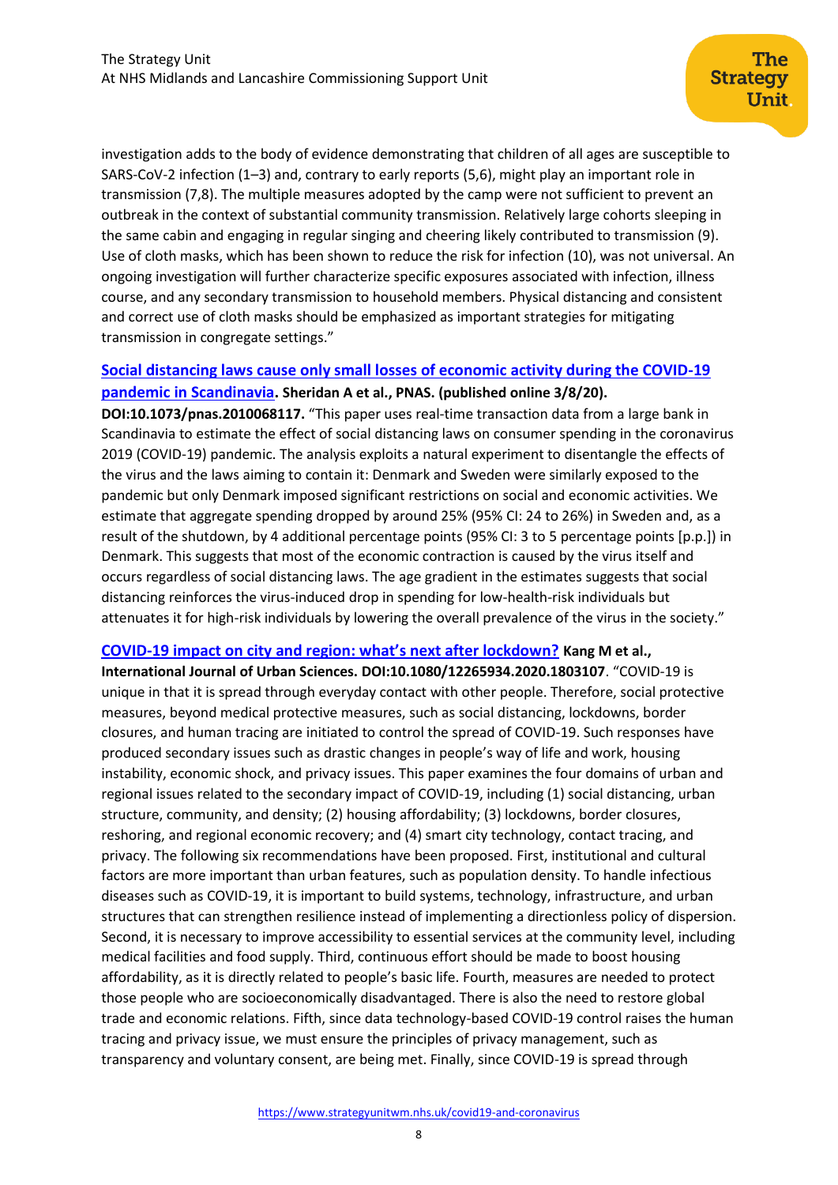investigation adds to the body of evidence demonstrating that children of all ages are susceptible to SARS-CoV-2 infection (1–3) and, contrary to early reports (5,6), might play an important role in transmission (7,8). The multiple measures adopted by the camp were not sufficient to prevent an outbreak in the context of substantial community transmission. Relatively large cohorts sleeping in the same cabin and engaging in regular singing and cheering likely contributed to transmission (9). Use of cloth masks, which has been shown to reduce the risk for infection (10), was not universal. An ongoing investigation will further characterize specific exposures associated with infection, illness course, and any secondary transmission to household members. Physical distancing and consistent and correct use of cloth masks should be emphasized as important strategies for mitigating transmission in congregate settings."

**Social distancing laws cause only small losses of economic activity during the COVID-19 pandemic in Scandinavia. Sheridan A et al., PNAS. (published online 3/8/20). DOI:10.1073/pnas.2010068117.** "This paper uses real-time transaction data from a large bank in Scandinavia to estimate the effect of social distancing laws on consumer spending in the coronavirus 2019 (COVID-19) pandemic. The analysis exploits a natural experiment to disentangle the effects of the virus and the laws aiming to contain it: Denmark and Sweden were similarly exposed to the pandemic but only Denmark imposed significant restrictions on social and economic activities. We estimate that aggregate spending dropped by around 25% (95% CI: 24 to 26%) in Sweden and, as a result of the shutdown, by 4 additional percentage points (95% CI: 3 to 5 percentage points [p.p.]) in Denmark. This suggests that most of the economic contraction is caused by the virus itself and occurs regardless of social distancing laws. The age gradient in the estimates suggests that social distancing reinforces the virus-induced drop in spending for low-health-risk individuals but attenuates it for high-risk individuals by lowering the overall prevalence of the virus in the society."

**COVID-19 impact on city and region: what's next after lockdown? Kang M et al., International Journal of Urban Sciences. DOI:10.1080/12265934.2020.1803107**. "COVID-19 is unique in that it is spread through everyday contact with other people. Therefore, social protective measures, beyond medical protective measures, such as social distancing, lockdowns, border closures, and human tracing are initiated to control the spread of COVID-19. Such responses have produced secondary issues such as drastic changes in people's way of life and work, housing instability, economic shock, and privacy issues. This paper examines the four domains of urban and regional issues related to the secondary impact of COVID-19, including (1) social distancing, urban structure, community, and density; (2) housing affordability; (3) lockdowns, border closures, reshoring, and regional economic recovery; and (4) smart city technology, contact tracing, and privacy. The following six recommendations have been proposed. First, institutional and cultural factors are more important than urban features, such as population density. To handle infectious diseases such as COVID-19, it is important to build systems, technology, infrastructure, and urban structures that can strengthen resilience instead of implementing a directionless policy of dispersion. Second, it is necessary to improve accessibility to essential services at the community level, including medical facilities and food supply. Third, continuous effort should be made to boost housing affordability, as it is directly related to people's basic life. Fourth, measures are needed to protect those people who are socioeconomically disadvantaged. There is also the need to restore global trade and economic relations. Fifth, since data technology-based COVID-19 control raises the human tracing and privacy issue, we must ensure the principles of privacy management, such as transparency and voluntary consent, are being met. Finally, since COVID-19 is spread through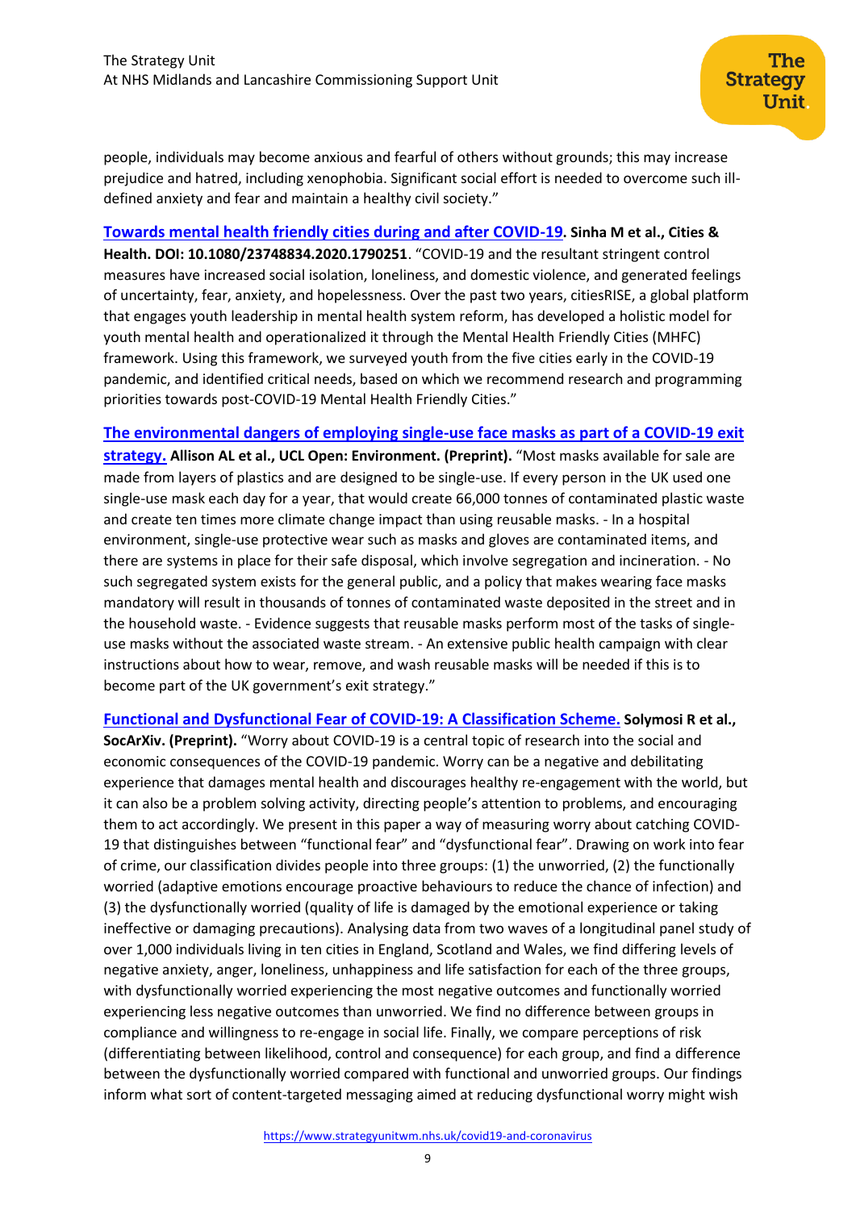people, individuals may become anxious and fearful of others without grounds; this may increase prejudice and hatred, including xenophobia. Significant social effort is needed to overcome such ill-defined anxiety and fear and maintain a healthy civil society."

**Towards mental health friendly cities during and after COVID-19. Sinha M et al., Cities & Health. DOI: 10.1080/23748834.2020.1790251**. "COVID-19 and the resultant stringent control measures have increased social isolation, loneliness, and domestic violence, and generated feelings of uncertainty, fear, anxiety, and hopelessness. Over the past two years, citiesRISE, a global platform that engages youth leadership in mental health system reform, has developed a holistic model for youth mental health and operationalized it through the Mental Health Friendly Cities (MHFC) framework. Using this framework, we surveyed youth from the five cities early in the COVID-19 pandemic, and identified critical needs, based on which we recommend research and programming priorities towards post-COVID-19 Mental Health Friendly Cities."

**The environmental dangers of employing single-use face masks as part of a COVID-19 exit strategy. Allison AL et al., UCL Open: Environment. (Preprint).** "Most masks available for sale are made from layers of plastics and are designed to be single-use. If every person in the UK used one single-use mask each day for a year, that would create 66,000 tonnes of contaminated plastic waste and create ten times more climate change impact than using reusable masks. - In a hospital environment, single-use protective wear such as masks and gloves are contaminated items, and there are systems in place for their safe disposal, which involve segregation and incineration. - No such segregated system exists for the general public, and a policy that makes wearing face masks mandatory will result in thousands of tonnes of contaminated waste deposited in the street and in the household waste. - Evidence suggests that reusable masks perform most of the tasks of single-use masks without the associated waste stream. - An extensive public health campaign with clear instructions about how to wear, remove, and wash reusable masks will be needed if this is to become part of the UK government's exit strategy."

**Functional and Dysfunctional Fear of COVID-19: A Classification Scheme. Solymosi R et al., SocArXiv. (Preprint).** "Worry about COVID-19 is a central topic of research into the social and economic consequences of the COVID-19 pandemic. Worry can be a negative and debilitating experience that damages mental health and discourages healthy re-engagement with the world, but it can also be a problem solving activity, directing people's attention to problems, and encouraging them to act accordingly. We present in this paper a way of measuring worry about catching COVID-19 that distinguishes between "functional fear" and "dysfunctional fear". Drawing on work into fear of crime, our classification divides people into three groups: (1) the unworried, (2) the functionally worried (adaptive emotions encourage proactive behaviours to reduce the chance of infection) and (3) the dysfunctionally worried (quality of life is damaged by the emotional experience or taking ineffective or damaging precautions). Analysing data from two waves of a longitudinal panel study of over 1,000 individuals living in ten cities in England, Scotland and Wales, we find differing levels of negative anxiety, anger, loneliness, unhappiness and life satisfaction for each of the three groups, with dysfunctionally worried experiencing the most negative outcomes and functionally worried experiencing less negative outcomes than unworried. We find no difference between groups in compliance and willingness to re-engage in social life. Finally, we compare perceptions of risk (differentiating between likelihood, control and consequence) for each group, and find a difference between the dysfunctionally worried compared with functional and unworried groups. Our findings inform what sort of content-targeted messaging aimed at reducing dysfunctional worry might wish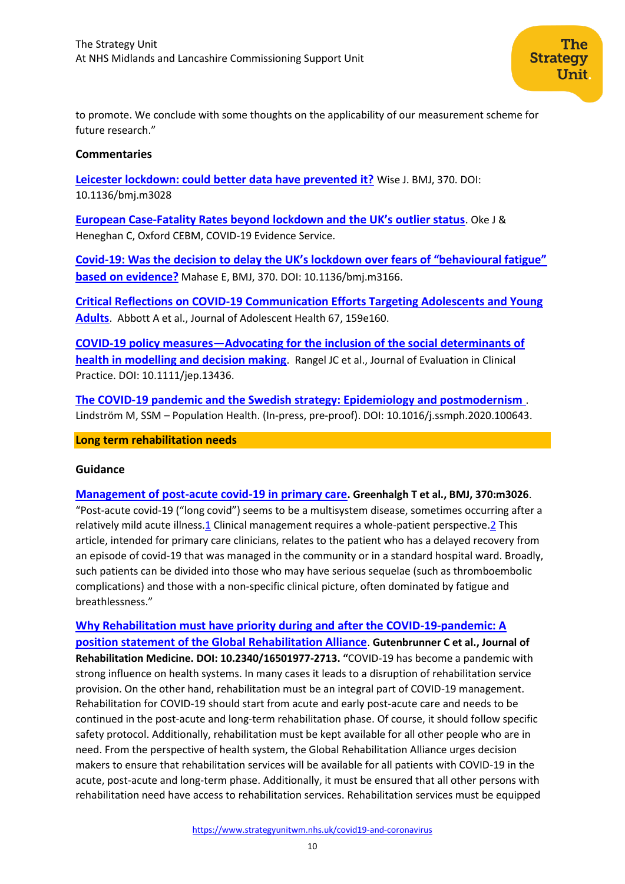to promote. We conclude with some thoughts on the applicability of our measurement scheme for future research."

**Commentaries**

**Leicester lockdown: could better data have prevented it?** Wise J. BMJ, 370. DOI: 10.1136/bmj.m3028

**European Case-Fatality Rates beyond lockdown and the UK's outlier status**. Oke J & Heneghan C, Oxford CEBM, COVID-19 Evidence Service.

**Covid-19: Was the decision to delay the UK's lockdown over fears of "behavioural fatigue" based on evidence?** Mahase E, BMJ, 370. DOI: 10.1136/bmj.m3166.

**Critical Reflections on COVID-19 Communication Efforts Targeting Adolescents and Young Adults**. Abbott A et al., Journal of Adolescent Health 67, 159e160.

**COVID-19 policy measures—Advocating for the inclusion of the social determinants of health in modelling and decision making**. Rangel JC et al., Journal of Evaluation in Clinical Practice. DOI: 10.1111/jep.13436.

**The COVID-19 pandemic and the Swedish strategy: Epidemiology and postmodernism** . Lindström M, SSM – Population Health. (In-press, pre-proof). DOI: 10.1016/j.ssmph.2020.100643.

## Long term rehabilitation needs

**Guidance**

**Management of post-acute covid-19 in primary care. Greenhalgh T et al., BMJ, 370:m3026**. "Post-acute covid-19 ("long covid") seems to be a multisystem disease, sometimes occurring after a relatively mild acute illness.[1] Clinical management requires a whole-patient perspective.[2] This article, intended for primary care clinicians, relates to the patient who has a delayed recovery from an episode of covid-19 that was managed in the community or in a standard hospital ward. Broadly, such patients can be divided into those who may have serious sequelae (such as thromboembolic complications) and those with a non-specific clinical picture, often dominated by fatigue and breathlessness."

**Why Rehabilitation must have priority during and after the COVID-19-pandemic: A position statement of the Global Rehabilitation Alliance. Gutenbrunner C et al., Journal of Rehabilitation Medicine. DOI: 10.2340/16501977-2713. "**COVID-19 has become a pandemic with strong influence on health systems. In many cases it leads to a disruption of rehabilitation service provision. On the other hand, rehabilitation must be an integral part of COVID-19 management. Rehabilitation for COVID-19 should start from acute and early post-acute care and needs to be continued in the post-acute and long-term rehabilitation phase. Of course, it should follow specific safety protocol. Additionally, rehabilitation must be kept available for all other people who are in need. From the perspective of health system, the Global Rehabilitation Alliance urges decision makers to ensure that rehabilitation services will be available for all patients with COVID-19 in the acute, post-acute and long-term phase. Additionally, it must be ensured that all other persons with rehabilitation need have access to rehabilitation services. Rehabilitation services must be equipped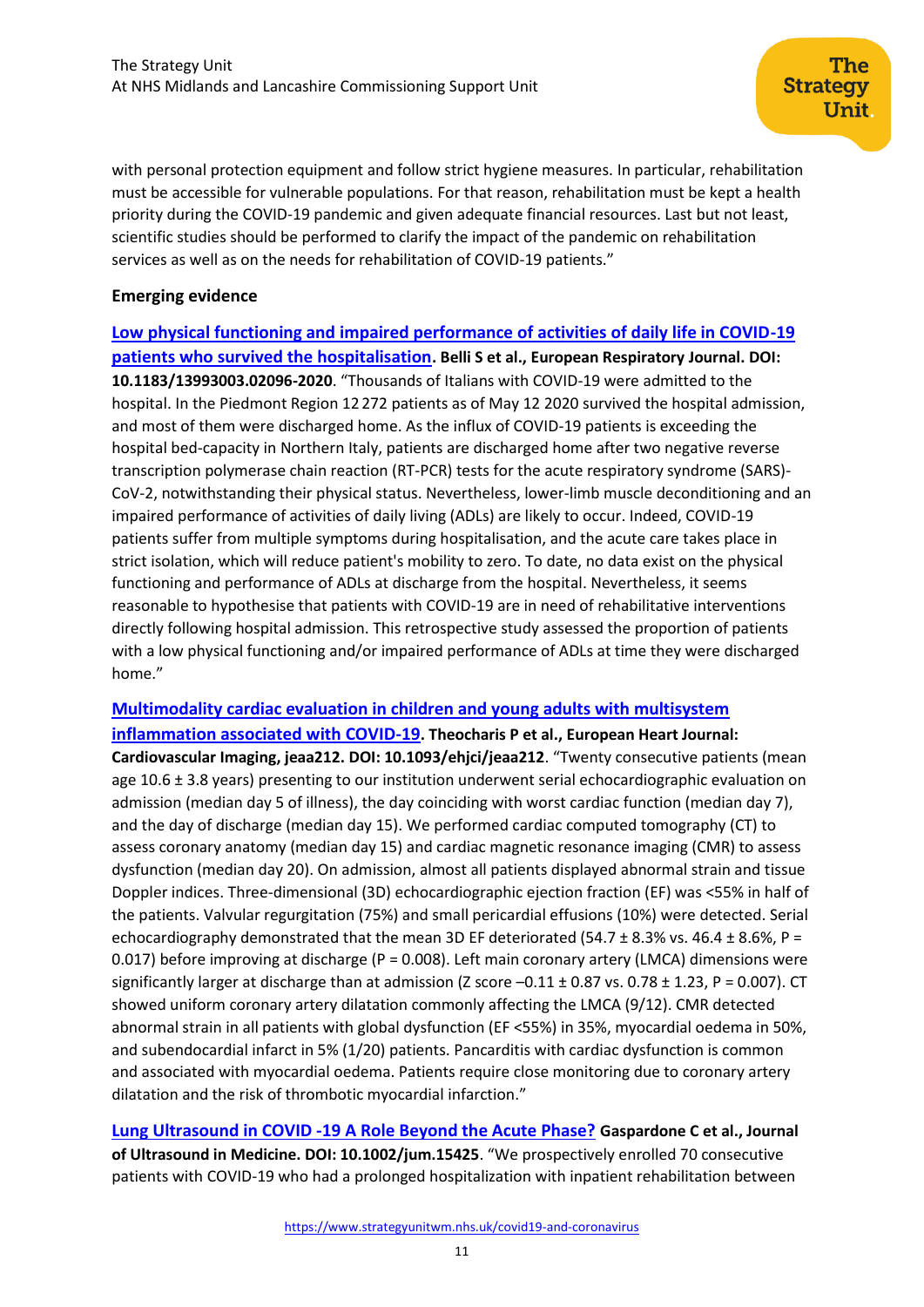with personal protection equipment and follow strict hygiene measures. In particular, rehabilitation must be accessible for vulnerable populations. For that reason, rehabilitation must be kept a health priority during the COVID-19 pandemic and given adequate financial resources. Last but not least, scientific studies should be performed to clarify the impact of the pandemic on rehabilitation services as well as on the needs for rehabilitation of COVID-19 patients."

**Emerging evidence**

[Low physical functioning and impaired performance of activities of daily life in COVID-19 patients who survived the hospitalisation](). **Belli S et al., European Respiratory Journal. DOI: 10.1183/13993003.02096-2020**. "Thousands of Italians with COVID-19 were admitted to the hospital. In the Piedmont Region 12 272 patients as of May 12 2020 survived the hospital admission, and most of them were discharged home. As the influx of COVID-19 patients is exceeding the hospital bed-capacity in Northern Italy, patients are discharged home after two negative reverse transcription polymerase chain reaction (RT-PCR) tests for the acute respiratory syndrome (SARS)-CoV-2, notwithstanding their physical status. Nevertheless, lower-limb muscle deconditioning and an impaired performance of activities of daily living (ADLs) are likely to occur. Indeed, COVID-19 patients suffer from multiple symptoms during hospitalisation, and the acute care takes place in strict isolation, which will reduce patient's mobility to zero. To date, no data exist on the physical functioning and performance of ADLs at discharge from the hospital. Nevertheless, it seems reasonable to hypothesise that patients with COVID-19 are in need of rehabilitative interventions directly following hospital admission. This retrospective study assessed the proportion of patients with a low physical functioning and/or impaired performance of ADLs at time they were discharged home."

[Multimodality cardiac evaluation in children and young adults with multisystem inflammation associated with COVID-19](). **Theocharis P et al., European Heart Journal: Cardiovascular Imaging, jeaa212. DOI: 10.1093/ehjci/jeaa212**. "Twenty consecutive patients (mean age 10.6 ± 3.8 years) presenting to our institution underwent serial echocardiographic evaluation on admission (median day 5 of illness), the day coinciding with worst cardiac function (median day 7), and the day of discharge (median day 15). We performed cardiac computed tomography (CT) to assess coronary anatomy (median day 15) and cardiac magnetic resonance imaging (CMR) to assess dysfunction (median day 20). On admission, almost all patients displayed abnormal strain and tissue Doppler indices. Three-dimensional (3D) echocardiographic ejection fraction (EF) was <55% in half of the patients. Valvular regurgitation (75%) and small pericardial effusions (10%) were detected. Serial echocardiography demonstrated that the mean 3D EF deteriorated (54.7 ± 8.3% vs. 46.4 ± 8.6%, P = 0.017) before improving at discharge (P = 0.008). Left main coronary artery (LMCA) dimensions were significantly larger at discharge than at admission (Z score –0.11 ± 0.87 vs. 0.78 ± 1.23, P = 0.007). CT showed uniform coronary artery dilatation commonly affecting the LMCA (9/12). CMR detected abnormal strain in all patients with global dysfunction (EF <55%) in 35%, myocardial oedema in 50%, and subendocardial infarct in 5% (1/20) patients. Pancarditis with cardiac dysfunction is common and associated with myocardial oedema. Patients require close monitoring due to coronary artery dilatation and the risk of thrombotic myocardial infarction."

[Lung Ultrasound in COVID -19 A Role Beyond the Acute Phase?]() **Gaspardone C et al., Journal of Ultrasound in Medicine. DOI: 10.1002/jum.15425**. "We prospectively enrolled 70 consecutive patients with COVID-19 who had a prolonged hospitalization with inpatient rehabilitation between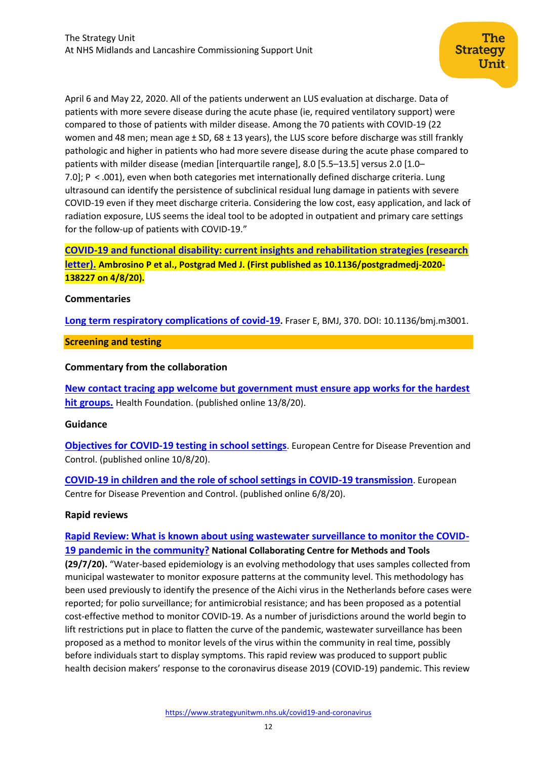April 6 and May 22, 2020. All of the patients underwent an LUS evaluation at discharge. Data of patients with more severe disease during the acute phase (ie, required ventilatory support) were compared to those of patients with milder disease. Among the 70 patients with COVID-19 (22 women and 48 men; mean age ± SD, 68 ± 13 years), the LUS score before discharge was still frankly pathologic and higher in patients who had more severe disease during the acute phase compared to patients with milder disease (median [interquartile range], 8.0 [5.5–13.5] versus 2.0 [1.0–7.0]; P < .001), even when both categories met internationally defined discharge criteria. Lung ultrasound can identify the persistence of subclinical residual lung damage in patients with severe COVID-19 even if they meet discharge criteria. Considering the low cost, easy application, and lack of radiation exposure, LUS seems the ideal tool to be adopted in outpatient and primary care settings for the follow-up of patients with COVID-19."

**COVID-19 and functional disability: current insights and rehabilitation strategies (research letter). Ambrosino P et al., Postgrad Med J. (First published as 10.1136/postgradmedj-2020-138227 on 4/8/20).**

**Commentaries**

**Long term respiratory complications of covid-19.** Fraser E, BMJ, 370. DOI: 10.1136/bmj.m3001.

## Screening and testing

**Commentary from the collaboration**

**New contact tracing app welcome but government must ensure app works for the hardest hit groups.** Health Foundation. (published online 13/8/20).

**Guidance**

**Objectives for COVID-19 testing in school settings**. European Centre for Disease Prevention and Control. (published online 10/8/20).

**COVID-19 in children and the role of school settings in COVID-19 transmission**. European Centre for Disease Prevention and Control. (published online 6/8/20).

**Rapid reviews**

**Rapid Review: What is known about using wastewater surveillance to monitor the COVID-19 pandemic in the community? National Collaborating Centre for Methods and Tools (29/7/20).** "Water-based epidemiology is an evolving methodology that uses samples collected from municipal wastewater to monitor exposure patterns at the community level. This methodology has been used previously to identify the presence of the Aichi virus in the Netherlands before cases were reported; for polio surveillance; for antimicrobial resistance; and has been proposed as a potential cost-effective method to monitor COVID-19. As a number of jurisdictions around the world begin to lift restrictions put in place to flatten the curve of the pandemic, wastewater surveillance has been proposed as a method to monitor levels of the virus within the community in real time, possibly before individuals start to display symptoms. This rapid review was produced to support public health decision makers' response to the coronavirus disease 2019 (COVID-19) pandemic. This review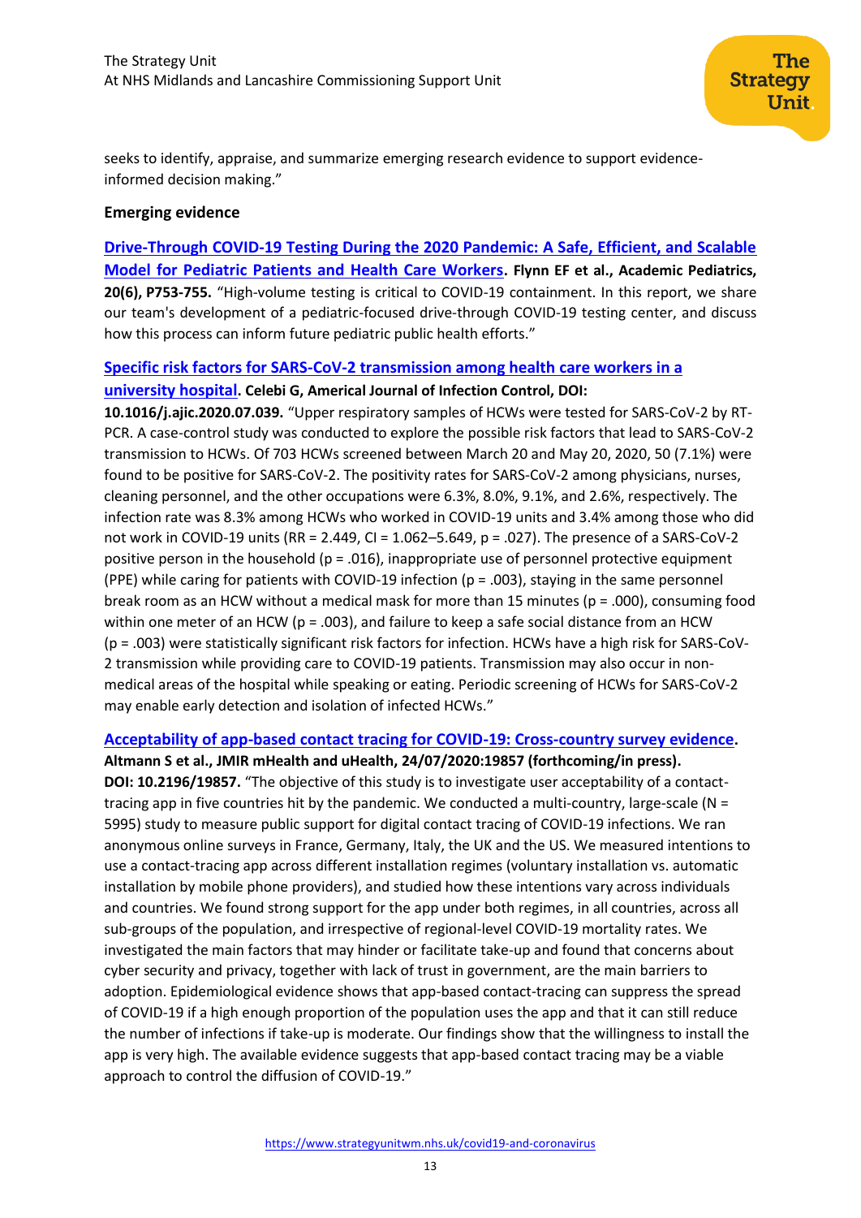seeks to identify, appraise, and summarize emerging research evidence to support evidence-informed decision making."

**Emerging evidence**

**Drive-Through COVID-19 Testing During the 2020 Pandemic: A Safe, Efficient, and Scalable Model for Pediatric Patients and Health Care Workers. Flynn EF et al., Academic Pediatrics, 20(6), P753-755.** "High-volume testing is critical to COVID-19 containment. In this report, we share our team's development of a pediatric-focused drive-through COVID-19 testing center, and discuss how this process can inform future pediatric public health efforts."

**Specific risk factors for SARS-CoV-2 transmission among health care workers in a university hospital. Celebi G, Americal Journal of Infection Control, DOI: 10.1016/j.ajic.2020.07.039.** "Upper respiratory samples of HCWs were tested for SARS-CoV-2 by RT-PCR. A case-control study was conducted to explore the possible risk factors that lead to SARS-CoV-2 transmission to HCWs. Of 703 HCWs screened between March 20 and May 20, 2020, 50 (7.1%) were found to be positive for SARS-CoV-2. The positivity rates for SARS-CoV-2 among physicians, nurses, cleaning personnel, and the other occupations were 6.3%, 8.0%, 9.1%, and 2.6%, respectively. The infection rate was 8.3% among HCWs who worked in COVID-19 units and 3.4% among those who did not work in COVID-19 units (RR = 2.449, CI = 1.062–5.649, p = .027). The presence of a SARS-CoV-2 positive person in the household (p = .016), inappropriate use of personnel protective equipment (PPE) while caring for patients with COVID-19 infection (p = .003), staying in the same personnel break room as an HCW without a medical mask for more than 15 minutes (p = .000), consuming food within one meter of an HCW (p = .003), and failure to keep a safe social distance from an HCW (p = .003) were statistically significant risk factors for infection. HCWs have a high risk for SARS-CoV-2 transmission while providing care to COVID-19 patients. Transmission may also occur in non-medical areas of the hospital while speaking or eating. Periodic screening of HCWs for SARS-CoV-2 may enable early detection and isolation of infected HCWs."

**Acceptability of app-based contact tracing for COVID-19: Cross-country survey evidence. Altmann S et al., JMIR mHealth and uHealth, 24/07/2020:19857 (forthcoming/in press). DOI: 10.2196/19857.** "The objective of this study is to investigate user acceptability of a contact-tracing app in five countries hit by the pandemic. We conducted a multi-country, large-scale (N = 5995) study to measure public support for digital contact tracing of COVID-19 infections. We ran anonymous online surveys in France, Germany, Italy, the UK and the US. We measured intentions to use a contact-tracing app across different installation regimes (voluntary installation vs. automatic installation by mobile phone providers), and studied how these intentions vary across individuals and countries. We found strong support for the app under both regimes, in all countries, across all sub-groups of the population, and irrespective of regional-level COVID-19 mortality rates. We investigated the main factors that may hinder or facilitate take-up and found that concerns about cyber security and privacy, together with lack of trust in government, are the main barriers to adoption. Epidemiological evidence shows that app-based contact-tracing can suppress the spread of COVID-19 if a high enough proportion of the population uses the app and that it can still reduce the number of infections if take-up is moderate. Our findings show that the willingness to install the app is very high. The available evidence suggests that app-based contact tracing may be a viable approach to control the diffusion of COVID-19."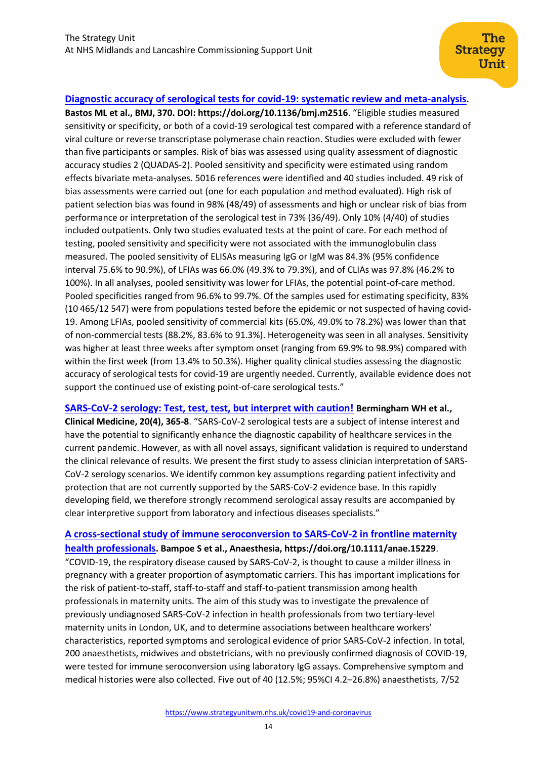**[Diagnostic accuracy of serological tests for covid-19: systematic review and meta-analysis](https://doi.org/10.1136/bmj.m2516).** **Bastos ML et al., BMJ, 370. DOI: https://doi.org/10.1136/bmj.m2516**. "Eligible studies measured sensitivity or specificity, or both of a covid-19 serological test compared with a reference standard of viral culture or reverse transcriptase polymerase chain reaction. Studies were excluded with fewer than five participants or samples. Risk of bias was assessed using quality assessment of diagnostic accuracy studies 2 (QUADAS-2). Pooled sensitivity and specificity were estimated using random effects bivariate meta-analyses. 5016 references were identified and 40 studies included. 49 risk of bias assessments were carried out (one for each population and method evaluated). High risk of patient selection bias was found in 98% (48/49) of assessments and high or unclear risk of bias from performance or interpretation of the serological test in 73% (36/49). Only 10% (4/40) of studies included outpatients. Only two studies evaluated tests at the point of care. For each method of testing, pooled sensitivity and specificity were not associated with the immunoglobulin class measured. The pooled sensitivity of ELISAs measuring IgG or IgM was 84.3% (95% confidence interval 75.6% to 90.9%), of LFIAs was 66.0% (49.3% to 79.3%), and of CLIAs was 97.8% (46.2% to 100%). In all analyses, pooled sensitivity was lower for LFIAs, the potential point-of-care method. Pooled specificities ranged from 96.6% to 99.7%. Of the samples used for estimating specificity, 83% (10 465/12 547) were from populations tested before the epidemic or not suspected of having covid-19. Among LFIAs, pooled sensitivity of commercial kits (65.0%, 49.0% to 78.2%) was lower than that of non-commercial tests (88.2%, 83.6% to 91.3%). Heterogeneity was seen in all analyses. Sensitivity was higher at least three weeks after symptom onset (ranging from 69.9% to 98.9%) compared with within the first week (from 13.4% to 50.3%). Higher quality clinical studies assessing the diagnostic accuracy of serological tests for covid-19 are urgently needed. Currently, available evidence does not support the continued use of existing point-of-care serological tests."

**SARS-CoV-2 serology: Test, test, test, but interpret with caution!** **Bermingham WH et al., Clinical Medicine, 20(4), 365-8**. "SARS-CoV-2 serological tests are a subject of intense interest and have the potential to significantly enhance the diagnostic capability of healthcare services in the current pandemic. However, as with all novel assays, significant validation is required to understand the clinical relevance of results. We present the first study to assess clinician interpretation of SARS-CoV-2 serology scenarios. We identify common key assumptions regarding patient infectivity and protection that are not currently supported by the SARS-CoV-2 evidence base. In this rapidly developing field, we therefore strongly recommend serological assay results are accompanied by clear interpretive support from laboratory and infectious diseases specialists."

**[A cross-sectional study of immune seroconversion to SARS-CoV-2 in frontline maternity health professionals](https://doi.org/10.1111/anae.15229).** **Bampoe S et al., Anaesthesia, https://doi.org/10.1111/anae.15229**. "COVID-19, the respiratory disease caused by SARS-CoV-2, is thought to cause a milder illness in pregnancy with a greater proportion of asymptomatic carriers. This has important implications for the risk of patient-to-staff, staff-to-staff and staff-to-patient transmission among health professionals in maternity units. The aim of this study was to investigate the prevalence of previously undiagnosed SARS-CoV-2 infection in health professionals from two tertiary-level maternity units in London, UK, and to determine associations between healthcare workers' characteristics, reported symptoms and serological evidence of prior SARS-CoV-2 infection. In total, 200 anaesthetists, midwives and obstetricians, with no previously confirmed diagnosis of COVID-19, were tested for immune seroconversion using laboratory IgG assays. Comprehensive symptom and medical histories were also collected. Five out of 40 (12.5%; 95%CI 4.2–26.8%) anaesthetists, 7/52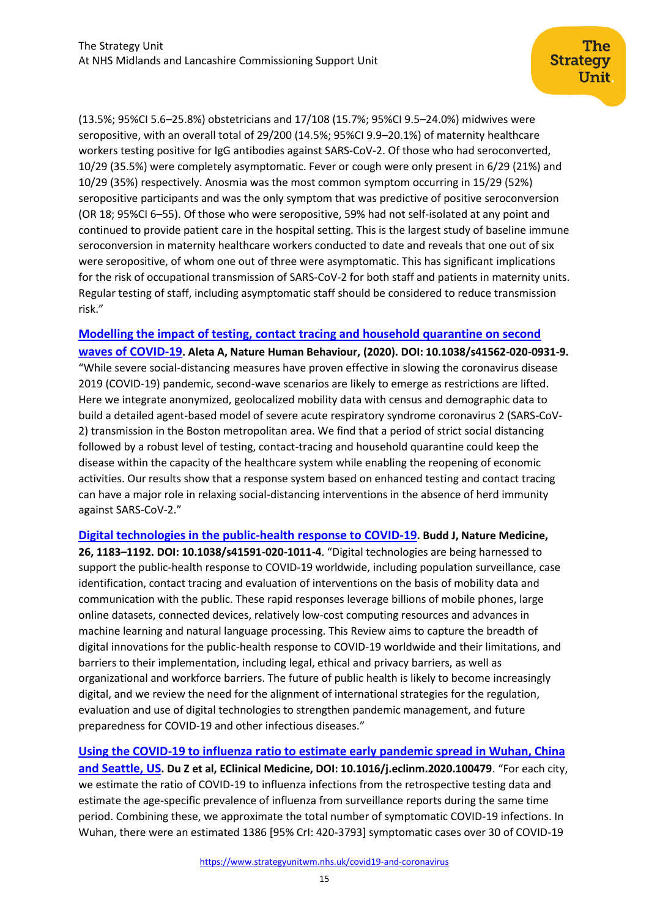(13.5%; 95%CI 5.6–25.8%) obstetricians and 17/108 (15.7%; 95%CI 9.5–24.0%) midwives were seropositive, with an overall total of 29/200 (14.5%; 95%CI 9.9–20.1%) of maternity healthcare workers testing positive for IgG antibodies against SARS-CoV-2. Of those who had seroconverted, 10/29 (35.5%) were completely asymptomatic. Fever or cough were only present in 6/29 (21%) and 10/29 (35%) respectively. Anosmia was the most common symptom occurring in 15/29 (52%) seropositive participants and was the only symptom that was predictive of positive seroconversion (OR 18; 95%CI 6–55). Of those who were seropositive, 59% had not self-isolated at any point and continued to provide patient care in the hospital setting. This is the largest study of baseline immune seroconversion in maternity healthcare workers conducted to date and reveals that one out of six were seropositive, of whom one out of three were asymptomatic. This has significant implications for the risk of occupational transmission of SARS-CoV-2 for both staff and patients in maternity units. Regular testing of staff, including asymptomatic staff should be considered to reduce transmission risk."

[Modelling the impact of testing, contact tracing and household quarantine on second waves of COVID-19](). **Aleta A, Nature Human Behaviour, (2020). DOI: 10.1038/s41562-020-0931-9.** "While severe social-distancing measures have proven effective in slowing the coronavirus disease 2019 (COVID-19) pandemic, second-wave scenarios are likely to emerge as restrictions are lifted. Here we integrate anonymized, geolocalized mobility data with census and demographic data to build a detailed agent-based model of severe acute respiratory syndrome coronavirus 2 (SARS-CoV-2) transmission in the Boston metropolitan area. We find that a period of strict social distancing followed by a robust level of testing, contact-tracing and household quarantine could keep the disease within the capacity of the healthcare system while enabling the reopening of economic activities. Our results show that a response system based on enhanced testing and contact tracing can have a major role in relaxing social-distancing interventions in the absence of herd immunity against SARS-CoV-2."

[Digital technologies in the public-health response to COVID-19](). **Budd J, Nature Medicine, 26, 1183–1192. DOI: 10.1038/s41591-020-1011-4**. "Digital technologies are being harnessed to support the public-health response to COVID-19 worldwide, including population surveillance, case identification, contact tracing and evaluation of interventions on the basis of mobility data and communication with the public. These rapid responses leverage billions of mobile phones, large online datasets, connected devices, relatively low-cost computing resources and advances in machine learning and natural language processing. This Review aims to capture the breadth of digital innovations for the public-health response to COVID-19 worldwide and their limitations, and barriers to their implementation, including legal, ethical and privacy barriers, as well as organizational and workforce barriers. The future of public health is likely to become increasingly digital, and we review the need for the alignment of international strategies for the regulation, evaluation and use of digital technologies to strengthen pandemic management, and future preparedness for COVID-19 and other infectious diseases."

[Using the COVID-19 to influenza ratio to estimate early pandemic spread in Wuhan, China and Seattle, US](). **Du Z et al, EClinical Medicine, DOI: 10.1016/j.eclinm.2020.100479**. "For each city, we estimate the ratio of COVID-19 to influenza infections from the retrospective testing data and estimate the age-specific prevalence of influenza from surveillance reports during the same time period. Combining these, we approximate the total number of symptomatic COVID-19 infections. In Wuhan, there were an estimated 1386 [95% CrI: 420-3793] symptomatic cases over 30 of COVID-19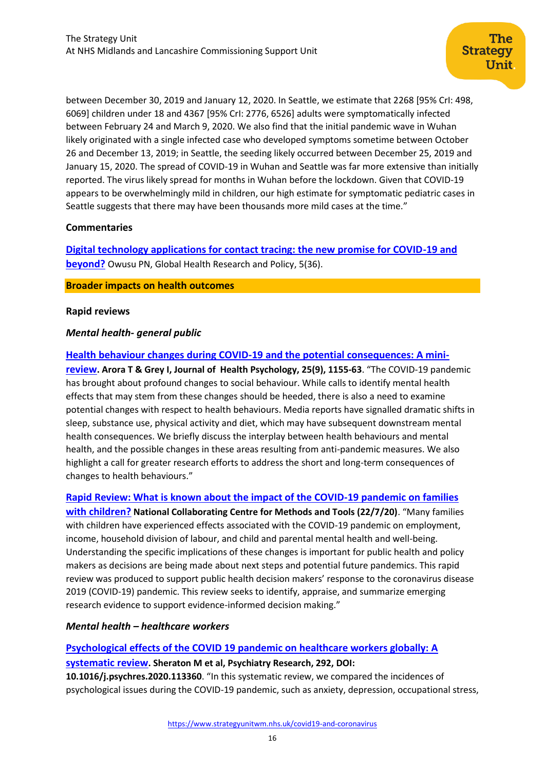between December 30, 2019 and January 12, 2020. In Seattle, we estimate that 2268 [95% CrI: 498, 6069] children under 18 and 4367 [95% CrI: 2776, 6526] adults were symptomatically infected between February 24 and March 9, 2020. We also find that the initial pandemic wave in Wuhan likely originated with a single infected case who developed symptoms sometime between October 26 and December 13, 2019; in Seattle, the seeding likely occurred between December 25, 2019 and January 15, 2020. The spread of COVID-19 in Wuhan and Seattle was far more extensive than initially reported. The virus likely spread for months in Wuhan before the lockdown. Given that COVID-19 appears to be overwhelmingly mild in children, our high estimate for symptomatic pediatric cases in Seattle suggests that there may have been thousands more mild cases at the time."

**Commentaries**

Digital technology applications for contact tracing: the new promise for COVID-19 and beyond? Owusu PN, Global Health Research and Policy, 5(36).

## Broader impacts on health outcomes

**Rapid reviews**

***Mental health- general public***

Health behaviour changes during COVID-19 and the potential consequences: A mini-review. **Arora T & Grey I, Journal of Health Psychology, 25(9), 1155-63**. "The COVID-19 pandemic has brought about profound changes to social behaviour. While calls to identify mental health effects that may stem from these changes should be heeded, there is also a need to examine potential changes with respect to health behaviours. Media reports have signalled dramatic shifts in sleep, substance use, physical activity and diet, which may have subsequent downstream mental health consequences. We briefly discuss the interplay between health behaviours and mental health, and the possible changes in these areas resulting from anti-pandemic measures. We also highlight a call for greater research efforts to address the short and long-term consequences of changes to health behaviours."

Rapid Review: What is known about the impact of the COVID-19 pandemic on families with children? **National Collaborating Centre for Methods and Tools (22/7/20)**. "Many families with children have experienced effects associated with the COVID-19 pandemic on employment, income, household division of labour, and child and parental mental health and well-being. Understanding the specific implications of these changes is important for public health and policy makers as decisions are being made about next steps and potential future pandemics. This rapid review was produced to support public health decision makers' response to the coronavirus disease 2019 (COVID-19) pandemic. This review seeks to identify, appraise, and summarize emerging research evidence to support evidence-informed decision making."

***Mental health – healthcare workers***

Psychological effects of the COVID 19 pandemic on healthcare workers globally: A systematic review. **Sheraton M et al, Psychiatry Research, 292, DOI: 10.1016/j.psychres.2020.113360**. "In this systematic review, we compared the incidences of psychological issues during the COVID-19 pandemic, such as anxiety, depression, occupational stress,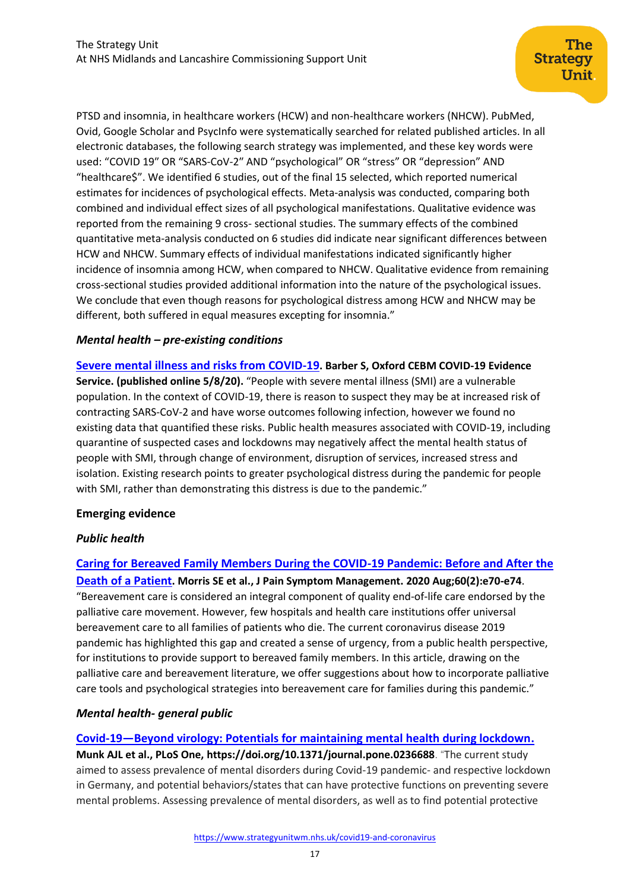PTSD and insomnia, in healthcare workers (HCW) and non-healthcare workers (NHCW). PubMed, Ovid, Google Scholar and PsycInfo were systematically searched for related published articles. In all electronic databases, the following search strategy was implemented, and these key words were used: "COVID 19" OR "SARS-CoV-2" AND "psychological" OR "stress" OR "depression" AND "healthcare$". We identified 6 studies, out of the final 15 selected, which reported numerical estimates for incidences of psychological effects. Meta-analysis was conducted, comparing both combined and individual effect sizes of all psychological manifestations. Qualitative evidence was reported from the remaining 9 cross- sectional studies. The summary effects of the combined quantitative meta-analysis conducted on 6 studies did indicate near significant differences between HCW and NHCW. Summary effects of individual manifestations indicated significantly higher incidence of insomnia among HCW, when compared to NHCW. Qualitative evidence from remaining cross-sectional studies provided additional information into the nature of the psychological issues. We conclude that even though reasons for psychological distress among HCW and NHCW may be different, both suffered in equal measures excepting for insomnia."

### *Mental health – pre-existing conditions*

**Severe mental illness and risks from COVID-19. Barber S, Oxford CEBM COVID-19 Evidence Service. (published online 5/8/20).** "People with severe mental illness (SMI) are a vulnerable population. In the context of COVID-19, there is reason to suspect they may be at increased risk of contracting SARS-CoV-2 and have worse outcomes following infection, however we found no existing data that quantified these risks. Public health measures associated with COVID-19, including quarantine of suspected cases and lockdowns may negatively affect the mental health status of people with SMI, through change of environment, disruption of services, increased stress and isolation. Existing research points to greater psychological distress during the pandemic for people with SMI, rather than demonstrating this distress is due to the pandemic."

## Emerging evidence

### *Public health*

**Caring for Bereaved Family Members During the COVID-19 Pandemic: Before and After the Death of a Patient. Morris SE et al., J Pain Symptom Management. 2020 Aug;60(2):e70-e74.** "Bereavement care is considered an integral component of quality end-of-life care endorsed by the palliative care movement. However, few hospitals and health care institutions offer universal bereavement care to all families of patients who die. The current coronavirus disease 2019 pandemic has highlighted this gap and created a sense of urgency, from a public health perspective, for institutions to provide support to bereaved family members. In this article, drawing on the palliative care and bereavement literature, we offer suggestions about how to incorporate palliative care tools and psychological strategies into bereavement care for families during this pandemic."

### *Mental health- general public*

**Covid-19—Beyond virology: Potentials for maintaining mental health during lockdown. Munk AJL et al., PLoS One, https://doi.org/10.1371/journal.pone.0236688**. "The current study aimed to assess prevalence of mental disorders during Covid-19 pandemic- and respective lockdown in Germany, and potential behaviors/states that can have protective functions on preventing severe mental problems. Assessing prevalence of mental disorders, as well as to find potential protective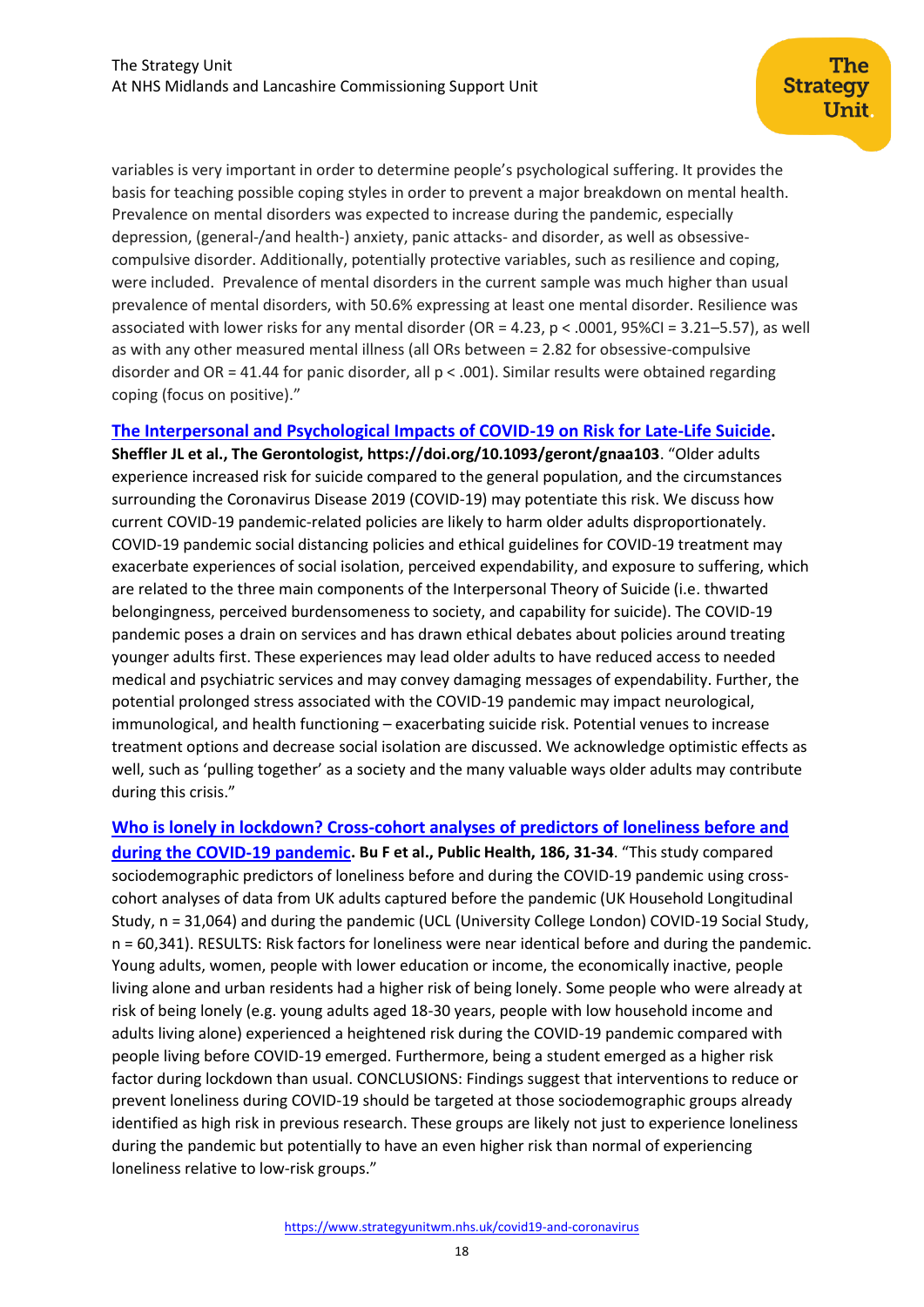variables is very important in order to determine people's psychological suffering. It provides the basis for teaching possible coping styles in order to prevent a major breakdown on mental health. Prevalence on mental disorders was expected to increase during the pandemic, especially depression, (general-/and health-) anxiety, panic attacks- and disorder, as well as obsessive-compulsive disorder. Additionally, potentially protective variables, such as resilience and coping, were included. Prevalence of mental disorders in the current sample was much higher than usual prevalence of mental disorders, with 50.6% expressing at least one mental disorder. Resilience was associated with lower risks for any mental disorder (OR = 4.23, $p < .0001$, 95%CI = 3.21–5.57), as well as with any other measured mental illness (all ORs between = 2.82 for obsessive-compulsive disorder and OR = 41.44 for panic disorder, all $p < .001$). Similar results were obtained regarding coping (focus on positive)."

**[The Interpersonal and Psychological Impacts of COVID-19 on Risk for Late-Life Suicide](https://doi.org/10.1093/geront/gnaa103). Sheffler JL et al., The Gerontologist, https://doi.org/10.1093/geront/gnaa103**. "Older adults experience increased risk for suicide compared to the general population, and the circumstances surrounding the Coronavirus Disease 2019 (COVID-19) may potentiate this risk. We discuss how current COVID-19 pandemic-related policies are likely to harm older adults disproportionately. COVID-19 pandemic social distancing policies and ethical guidelines for COVID-19 treatment may exacerbate experiences of social isolation, perceived expendability, and exposure to suffering, which are related to the three main components of the Interpersonal Theory of Suicide (i.e. thwarted belongingness, perceived burdensomeness to society, and capability for suicide). The COVID-19 pandemic poses a drain on services and has drawn ethical debates about policies around treating younger adults first. These experiences may lead older adults to have reduced access to needed medical and psychiatric services and may convey damaging messages of expendability. Further, the potential prolonged stress associated with the COVID-19 pandemic may impact neurological, immunological, and health functioning – exacerbating suicide risk. Potential venues to increase treatment options and decrease social isolation are discussed. We acknowledge optimistic effects as well, such as 'pulling together' as a society and the many valuable ways older adults may contribute during this crisis."

**Who is lonely in lockdown? Cross-cohort analyses of predictors of loneliness before and during the COVID-19 pandemic. Bu F et al., Public Health, 186, 31-34**. "This study compared sociodemographic predictors of loneliness before and during the COVID-19 pandemic using cross-cohort analyses of data from UK adults captured before the pandemic (UK Household Longitudinal Study, n = 31,064) and during the pandemic (UCL (University College London) COVID-19 Social Study, n = 60,341). RESULTS: Risk factors for loneliness were near identical before and during the pandemic. Young adults, women, people with lower education or income, the economically inactive, people living alone and urban residents had a higher risk of being lonely. Some people who were already at risk of being lonely (e.g. young adults aged 18-30 years, people with low household income and adults living alone) experienced a heightened risk during the COVID-19 pandemic compared with people living before COVID-19 emerged. Furthermore, being a student emerged as a higher risk factor during lockdown than usual. CONCLUSIONS: Findings suggest that interventions to reduce or prevent loneliness during COVID-19 should be targeted at those sociodemographic groups already identified as high risk in previous research. These groups are likely not just to experience loneliness during the pandemic but potentially to have an even higher risk than normal of experiencing loneliness relative to low-risk groups."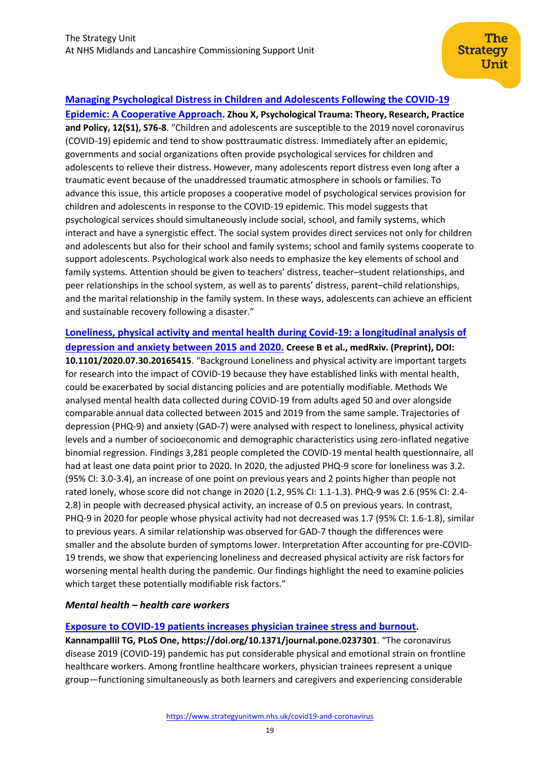[**Managing Psychological Distress in Children and Adolescents Following the COVID-19 Epidemic: A Cooperative Approach**](). **Zhou X, Psychological Trauma: Theory, Research, Practice and Policy, 12(S1), S76-8**. "Children and adolescents are susceptible to the 2019 novel coronavirus (COVID-19) epidemic and tend to show posttraumatic distress. Immediately after an epidemic, governments and social organizations often provide psychological services for children and adolescents to relieve their distress. However, many adolescents report distress even long after a traumatic event because of the unaddressed traumatic atmosphere in schools or families. To advance this issue, this article proposes a cooperative model of psychological services provision for children and adolescents in response to the COVID-19 epidemic. This model suggests that psychological services should simultaneously include social, school, and family systems, which interact and have a synergistic effect. The social system provides direct services not only for children and adolescents but also for their school and family systems; school and family systems cooperate to support adolescents. Psychological work also needs to emphasize the key elements of school and family systems. Attention should be given to teachers' distress, teacher–student relationships, and peer relationships in the school system, as well as to parents' distress, parent–child relationships, and the marital relationship in the family system. In these ways, adolescents can achieve an efficient and sustainable recovery following a disaster."

[**Loneliness, physical activity and mental health during Covid-19: a longitudinal analysis of depression and anxiety between 2015 and 2020.**]() **Creese B et al., medRxiv. (Preprint), DOI: 10.1101/2020.07.30.20165415**. "Background Loneliness and physical activity are important targets for research into the impact of COVID-19 because they have established links with mental health, could be exacerbated by social distancing policies and are potentially modifiable. Methods We analysed mental health data collected during COVID-19 from adults aged 50 and over alongside comparable annual data collected between 2015 and 2019 from the same sample. Trajectories of depression (PHQ-9) and anxiety (GAD-7) were analysed with respect to loneliness, physical activity levels and a number of socioeconomic and demographic characteristics using zero-inflated negative binomial regression. Findings 3,281 people completed the COVID-19 mental health questionnaire, all had at least one data point prior to 2020. In 2020, the adjusted PHQ-9 score for loneliness was 3.2. (95% CI: 3.0-3.4), an increase of one point on previous years and 2 points higher than people not rated lonely, whose score did not change in 2020 (1.2, 95% CI: 1.1-1.3). PHQ-9 was 2.6 (95% CI: 2.4-2.8) in people with decreased physical activity, an increase of 0.5 on previous years. In contrast, PHQ-9 in 2020 for people whose physical activity had not decreased was 1.7 (95% CI: 1.6-1.8), similar to previous years. A similar relationship was observed for GAD-7 though the differences were smaller and the absolute burden of symptoms lower. Interpretation After accounting for pre-COVID-19 trends, we show that experiencing loneliness and decreased physical activity are risk factors for worsening mental health during the pandemic. Our findings highlight the need to examine policies which target these potentially modifiable risk factors."

### *Mental health – health care workers*

[**Exposure to COVID-19 patients increases physician trainee stress and burnout**](). **Kannampallil TG, PLoS One, https://doi.org/10.1371/journal.pone.0237301**. "The coronavirus disease 2019 (COVID-19) pandemic has put considerable physical and emotional strain on frontline healthcare workers. Among frontline healthcare workers, physician trainees represent a unique group—functioning simultaneously as both learners and caregivers and experiencing considerable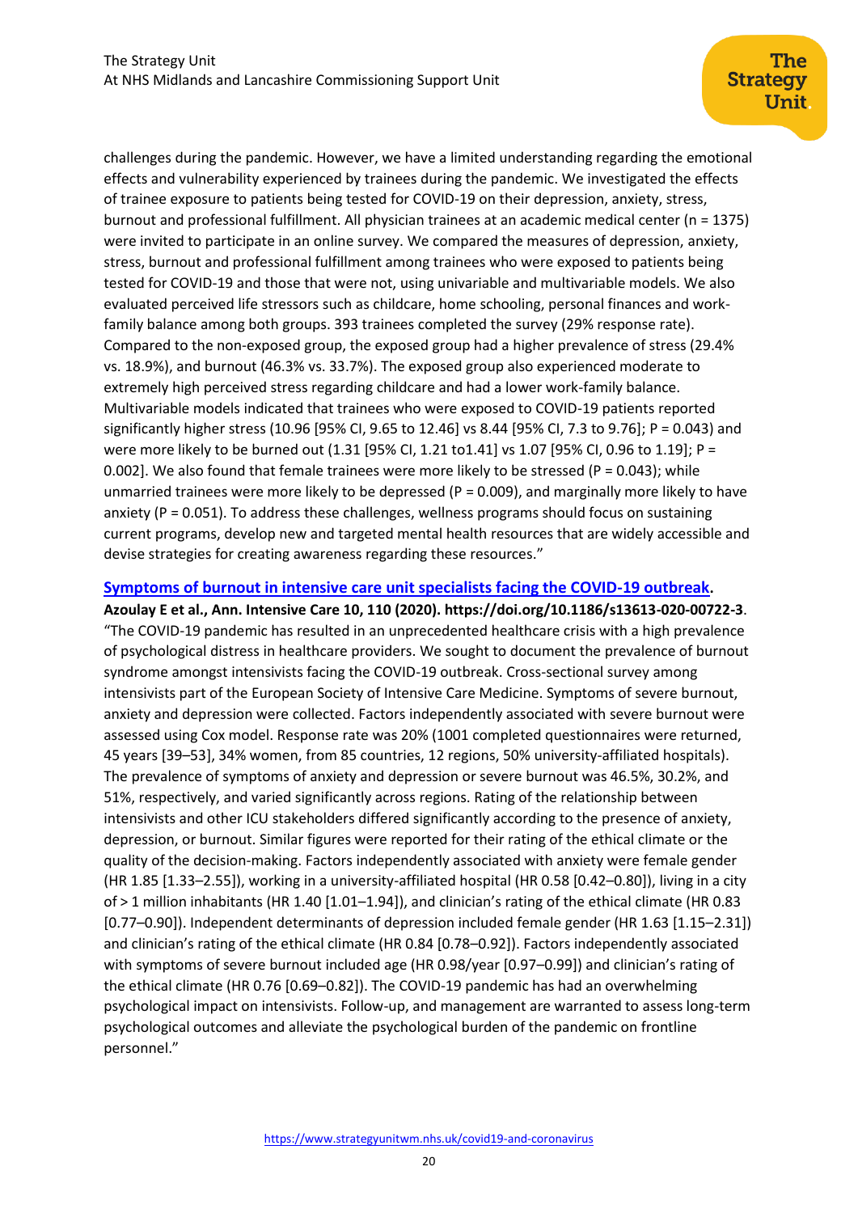challenges during the pandemic. However, we have a limited understanding regarding the emotional effects and vulnerability experienced by trainees during the pandemic. We investigated the effects of trainee exposure to patients being tested for COVID-19 on their depression, anxiety, stress, burnout and professional fulfillment. All physician trainees at an academic medical center (n = 1375) were invited to participate in an online survey. We compared the measures of depression, anxiety, stress, burnout and professional fulfillment among trainees who were exposed to patients being tested for COVID-19 and those that were not, using univariable and multivariable models. We also evaluated perceived life stressors such as childcare, home schooling, personal finances and work-family balance among both groups. 393 trainees completed the survey (29% response rate). Compared to the non-exposed group, the exposed group had a higher prevalence of stress (29.4% vs. 18.9%), and burnout (46.3% vs. 33.7%). The exposed group also experienced moderate to extremely high perceived stress regarding childcare and had a lower work-family balance. Multivariable models indicated that trainees who were exposed to COVID-19 patients reported significantly higher stress (10.96 [95% CI, 9.65 to 12.46] vs 8.44 [95% CI, 7.3 to 9.76]; P = 0.043) and were more likely to be burned out (1.31 [95% CI, 1.21 to1.41] vs 1.07 [95% CI, 0.96 to 1.19]; P = 0.002]. We also found that female trainees were more likely to be stressed (P = 0.043); while unmarried trainees were more likely to be depressed (P = 0.009), and marginally more likely to have anxiety (P = 0.051). To address these challenges, wellness programs should focus on sustaining current programs, develop new and targeted mental health resources that are widely accessible and devise strategies for creating awareness regarding these resources."

**[Symptoms of burnout in intensive care unit specialists facing the COVID-19 outbreak](https://doi.org/10.1186/s13613-020-00722-3).**

**Azoulay E et al., Ann. Intensive Care 10, 110 (2020). https://doi.org/10.1186/s13613-020-00722-3**.

"The COVID-19 pandemic has resulted in an unprecedented healthcare crisis with a high prevalence of psychological distress in healthcare providers. We sought to document the prevalence of burnout syndrome amongst intensivists facing the COVID-19 outbreak. Cross-sectional survey among intensivists part of the European Society of Intensive Care Medicine. Symptoms of severe burnout, anxiety and depression were collected. Factors independently associated with severe burnout were assessed using Cox model. Response rate was 20% (1001 completed questionnaires were returned, 45 years [39–53], 34% women, from 85 countries, 12 regions, 50% university-affiliated hospitals). The prevalence of symptoms of anxiety and depression or severe burnout was 46.5%, 30.2%, and 51%, respectively, and varied significantly across regions. Rating of the relationship between intensivists and other ICU stakeholders differed significantly according to the presence of anxiety, depression, or burnout. Similar figures were reported for their rating of the ethical climate or the quality of the decision-making. Factors independently associated with anxiety were female gender (HR 1.85 [1.33–2.55]), working in a university-affiliated hospital (HR 0.58 [0.42–0.80]), living in a city of > 1 million inhabitants (HR 1.40 [1.01–1.94]), and clinician's rating of the ethical climate (HR 0.83 [0.77–0.90]). Independent determinants of depression included female gender (HR 1.63 [1.15–2.31]) and clinician's rating of the ethical climate (HR 0.84 [0.78–0.92]). Factors independently associated with symptoms of severe burnout included age (HR 0.98/year [0.97–0.99]) and clinician's rating of the ethical climate (HR 0.76 [0.69–0.82]). The COVID-19 pandemic has had an overwhelming psychological impact on intensivists. Follow-up, and management are warranted to assess long-term psychological outcomes and alleviate the psychological burden of the pandemic on frontline personnel."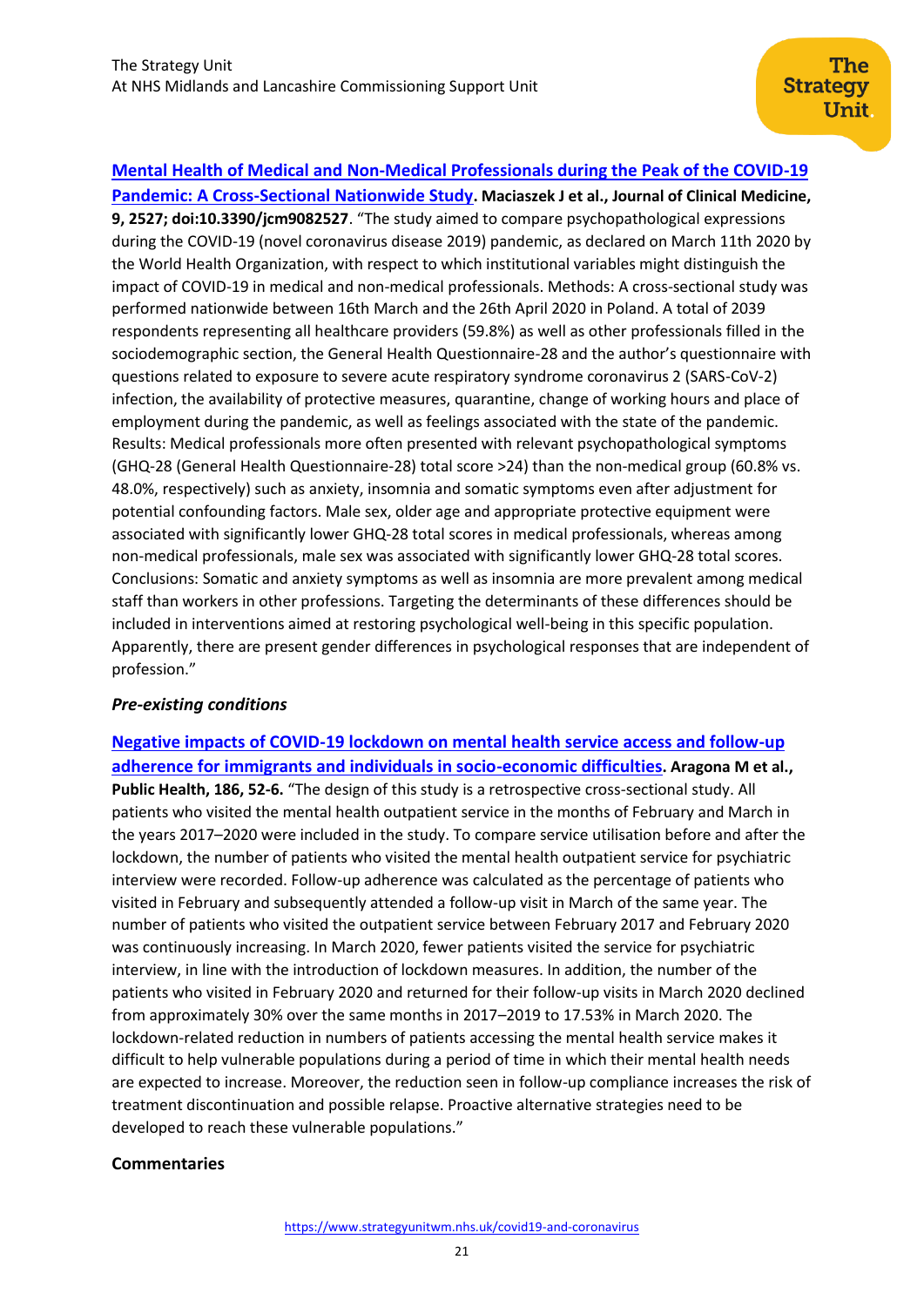[Mental Health of Medical and Non-Medical Professionals during the Peak of the COVID-19 Pandemic: A Cross-Sectional Nationwide Study](). **Maciaszek J et al., Journal of Clinical Medicine, 9, 2527; doi:10.3390/jcm9082527**. "The study aimed to compare psychopathological expressions during the COVID-19 (novel coronavirus disease 2019) pandemic, as declared on March 11th 2020 by the World Health Organization, with respect to which institutional variables might distinguish the impact of COVID-19 in medical and non-medical professionals. Methods: A cross-sectional study was performed nationwide between 16th March and the 26th April 2020 in Poland. A total of 2039 respondents representing all healthcare providers (59.8%) as well as other professionals filled in the sociodemographic section, the General Health Questionnaire-28 and the author's questionnaire with questions related to exposure to severe acute respiratory syndrome coronavirus 2 (SARS-CoV-2) infection, the availability of protective measures, quarantine, change of working hours and place of employment during the pandemic, as well as feelings associated with the state of the pandemic. Results: Medical professionals more often presented with relevant psychopathological symptoms (GHQ-28 (General Health Questionnaire-28) total score >24) than the non-medical group (60.8% vs. 48.0%, respectively) such as anxiety, insomnia and somatic symptoms even after adjustment for potential confounding factors. Male sex, older age and appropriate protective equipment were associated with significantly lower GHQ-28 total scores in medical professionals, whereas among non-medical professionals, male sex was associated with significantly lower GHQ-28 total scores. Conclusions: Somatic and anxiety symptoms as well as insomnia are more prevalent among medical staff than workers in other professions. Targeting the determinants of these differences should be included in interventions aimed at restoring psychological well-being in this specific population. Apparently, there are present gender differences in psychological responses that are independent of profession."

### *Pre-existing conditions*

[Negative impacts of COVID-19 lockdown on mental health service access and follow-up adherence for immigrants and individuals in socio-economic difficulties](). **Aragona M et al., Public Health, 186, 52-6.** "The design of this study is a retrospective cross-sectional study. All patients who visited the mental health outpatient service in the months of February and March in the years 2017–2020 were included in the study. To compare service utilisation before and after the lockdown, the number of patients who visited the mental health outpatient service for psychiatric interview were recorded. Follow-up adherence was calculated as the percentage of patients who visited in February and subsequently attended a follow-up visit in March of the same year. The number of patients who visited the outpatient service between February 2017 and February 2020 was continuously increasing. In March 2020, fewer patients visited the service for psychiatric interview, in line with the introduction of lockdown measures. In addition, the number of the patients who visited in February 2020 and returned for their follow-up visits in March 2020 declined from approximately 30% over the same months in 2017–2019 to 17.53% in March 2020. The lockdown-related reduction in numbers of patients accessing the mental health service makes it difficult to help vulnerable populations during a period of time in which their mental health needs are expected to increase. Moreover, the reduction seen in follow-up compliance increases the risk of treatment discontinuation and possible relapse. Proactive alternative strategies need to be developed to reach these vulnerable populations."

### Commentaries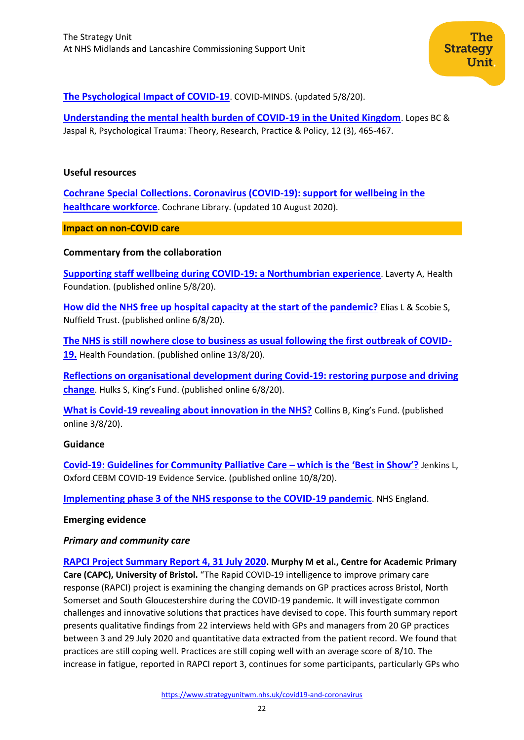**The Psychological Impact of COVID-19**. COVID-MINDS. (updated 5/8/20).

**Understanding the mental health burden of COVID-19 in the United Kingdom**. Lopes BC & Jaspal R, Psychological Trauma: Theory, Research, Practice & Policy, 12 (3), 465-467.

### Useful resources

**Cochrane Special Collections. Coronavirus (COVID-19): support for wellbeing in the healthcare workforce**. Cochrane Library. (updated 10 August 2020).

## Impact on non-COVID care

### Commentary from the collaboration

**Supporting staff wellbeing during COVID-19: a Northumbrian experience**. Laverty A, Health Foundation. (published online 5/8/20).

**How did the NHS free up hospital capacity at the start of the pandemic?** Elias L & Scobie S, Nuffield Trust. (published online 6/8/20).

**The NHS is still nowhere close to business as usual following the first outbreak of COVID-19.** Health Foundation. (published online 13/8/20).

**Reflections on organisational development during Covid-19: restoring purpose and driving change**. Hulks S, King's Fund. (published online 6/8/20).

**What is Covid-19 revealing about innovation in the NHS?** Collins B, King's Fund. (published online 3/8/20).

### Guidance

**Covid-19: Guidelines for Community Palliative Care – which is the 'Best in Show'?** Jenkins L, Oxford CEBM COVID-19 Evidence Service. (published online 10/8/20).

**Implementing phase 3 of the NHS response to the COVID-19 pandemic**. NHS England.

### Emerging evidence

***Primary and community care***

**RAPCI Project Summary Report 4, 31 July 2020. Murphy M et al., Centre for Academic Primary Care (CAPC), University of Bristol.** "The Rapid COVID-19 intelligence to improve primary care response (RAPCI) project is examining the changing demands on GP practices across Bristol, North Somerset and South Gloucestershire during the COVID-19 pandemic. It will investigate common challenges and innovative solutions that practices have devised to cope. This fourth summary report presents qualitative findings from 22 interviews held with GPs and managers from 20 GP practices between 3 and 29 July 2020 and quantitative data extracted from the patient record. We found that practices are still coping well. Practices are still coping well with an average score of 8/10. The increase in fatigue, reported in RAPCI report 3, continues for some participants, particularly GPs who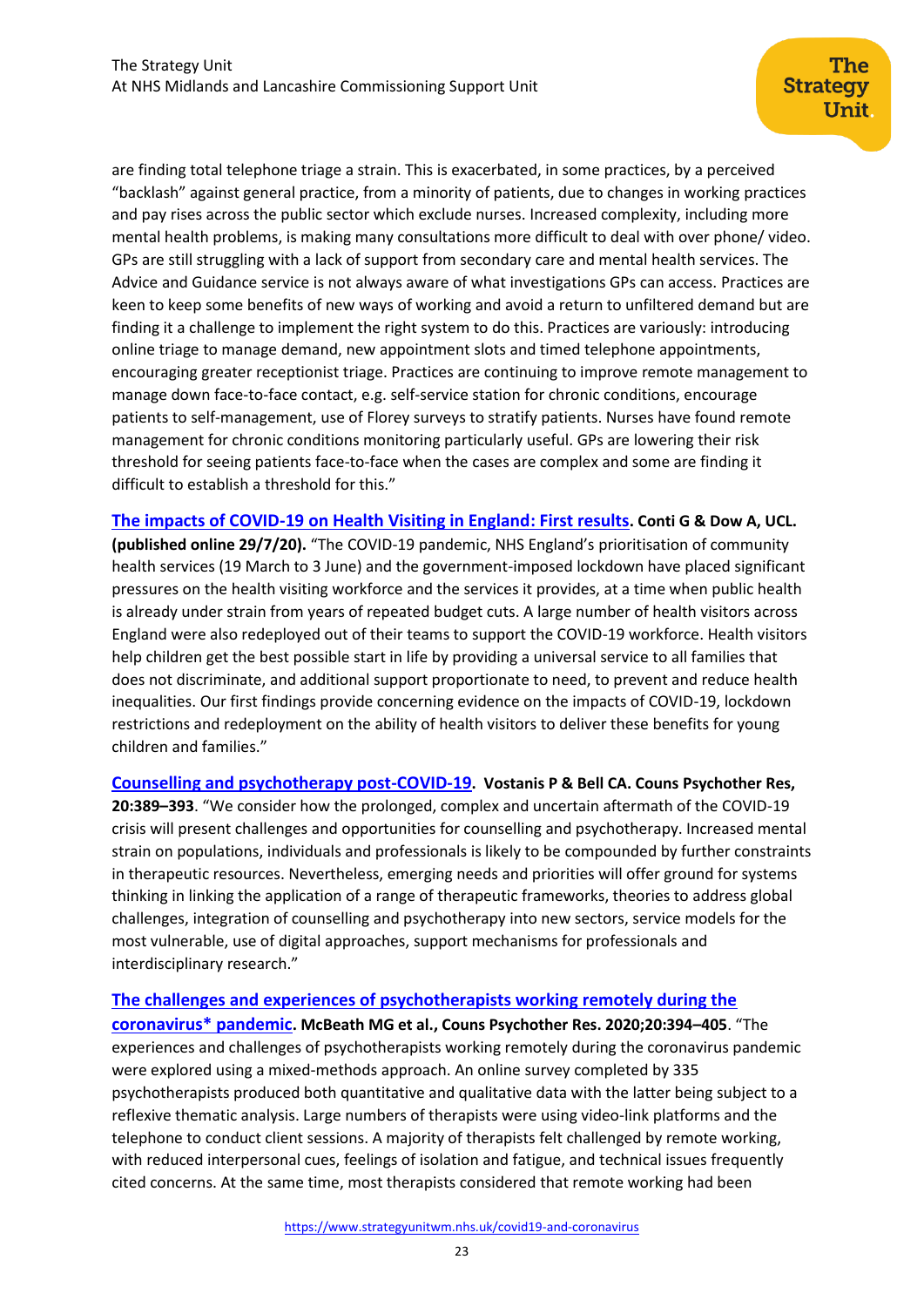are finding total telephone triage a strain. This is exacerbated, in some practices, by a perceived "backlash" against general practice, from a minority of patients, due to changes in working practices and pay rises across the public sector which exclude nurses. Increased complexity, including more mental health problems, is making many consultations more difficult to deal with over phone/ video. GPs are still struggling with a lack of support from secondary care and mental health services. The Advice and Guidance service is not always aware of what investigations GPs can access. Practices are keen to keep some benefits of new ways of working and avoid a return to unfiltered demand but are finding it a challenge to implement the right system to do this. Practices are variously: introducing online triage to manage demand, new appointment slots and timed telephone appointments, encouraging greater receptionist triage. Practices are continuing to improve remote management to manage down face-to-face contact, e.g. self-service station for chronic conditions, encourage patients to self-management, use of Florey surveys to stratify patients. Nurses have found remote management for chronic conditions monitoring particularly useful. GPs are lowering their risk threshold for seeing patients face-to-face when the cases are complex and some are finding it difficult to establish a threshold for this."

**The impacts of COVID-19 on Health Visiting in England: First results. Conti G & Dow A, UCL. (published online 29/7/20).** "The COVID-19 pandemic, NHS England's prioritisation of community health services (19 March to 3 June) and the government-imposed lockdown have placed significant pressures on the health visiting workforce and the services it provides, at a time when public health is already under strain from years of repeated budget cuts. A large number of health visitors across England were also redeployed out of their teams to support the COVID-19 workforce. Health visitors help children get the best possible start in life by providing a universal service to all families that does not discriminate, and additional support proportionate to need, to prevent and reduce health inequalities. Our first findings provide concerning evidence on the impacts of COVID-19, lockdown restrictions and redeployment on the ability of health visitors to deliver these benefits for young children and families."

**Counselling and psychotherapy post-COVID-19. Vostanis P & Bell CA. Couns Psychother Res, 20:389–393**. "We consider how the prolonged, complex and uncertain aftermath of the COVID-19 crisis will present challenges and opportunities for counselling and psychotherapy. Increased mental strain on populations, individuals and professionals is likely to be compounded by further constraints in therapeutic resources. Nevertheless, emerging needs and priorities will offer ground for systems thinking in linking the application of a range of therapeutic frameworks, theories to address global challenges, integration of counselling and psychotherapy into new sectors, service models for the most vulnerable, use of digital approaches, support mechanisms for professionals and interdisciplinary research."

**The challenges and experiences of psychotherapists working remotely during the coronavirus* pandemic. McBeath MG et al., Couns Psychother Res. 2020;20:394–405**. "The experiences and challenges of psychotherapists working remotely during the coronavirus pandemic were explored using a mixed-methods approach. An online survey completed by 335 psychotherapists produced both quantitative and qualitative data with the latter being subject to a reflexive thematic analysis. Large numbers of therapists were using video-link platforms and the telephone to conduct client sessions. A majority of therapists felt challenged by remote working, with reduced interpersonal cues, feelings of isolation and fatigue, and technical issues frequently cited concerns. At the same time, most therapists considered that remote working had been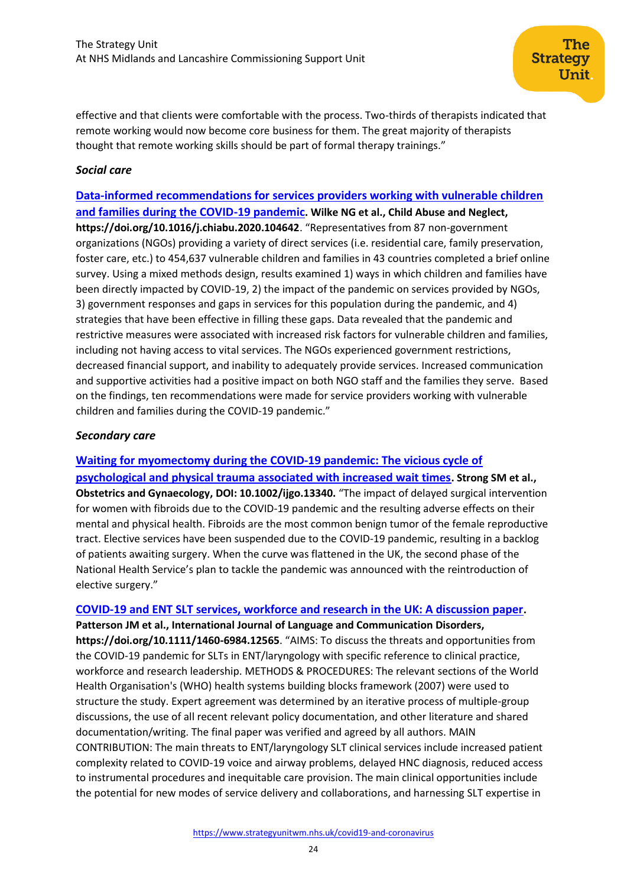effective and that clients were comfortable with the process. Two-thirds of therapists indicated that remote working would now become core business for them. The great majority of therapists thought that remote working skills should be part of formal therapy trainings."

### *Social care*

**Data-informed recommendations for services providers working with vulnerable children and families during the COVID-19 pandemic. Wilke NG et al., Child Abuse and Neglect, https://doi.org/10.1016/j.chiabu.2020.104642**. "Representatives from 87 non-government organizations (NGOs) providing a variety of direct services (i.e. residential care, family preservation, foster care, etc.) to 454,637 vulnerable children and families in 43 countries completed a brief online survey. Using a mixed methods design, results examined 1) ways in which children and families have been directly impacted by COVID-19, 2) the impact of the pandemic on services provided by NGOs, 3) government responses and gaps in services for this population during the pandemic, and 4) strategies that have been effective in filling these gaps. Data revealed that the pandemic and restrictive measures were associated with increased risk factors for vulnerable children and families, including not having access to vital services. The NGOs experienced government restrictions, decreased financial support, and inability to adequately provide services. Increased communication and supportive activities had a positive impact on both NGO staff and the families they serve. Based on the findings, ten recommendations were made for service providers working with vulnerable children and families during the COVID-19 pandemic."

### *Secondary care*

**Waiting for myomectomy during the COVID-19 pandemic: The vicious cycle of psychological and physical trauma associated with increased wait times. Strong SM et al., Obstetrics and Gynaecology, DOI: 10.1002/ijgo.13340.** "The impact of delayed surgical intervention for women with fibroids due to the COVID-19 pandemic and the resulting adverse effects on their mental and physical health. Fibroids are the most common benign tumor of the female reproductive tract. Elective services have been suspended due to the COVID-19 pandemic, resulting in a backlog of patients awaiting surgery. When the curve was flattened in the UK, the second phase of the National Health Service's plan to tackle the pandemic was announced with the reintroduction of elective surgery."

**COVID-19 and ENT SLT services, workforce and research in the UK: A discussion paper. Patterson JM et al., International Journal of Language and Communication Disorders, https://doi.org/10.1111/1460-6984.12565**. "AIMS: To discuss the threats and opportunities from the COVID-19 pandemic for SLTs in ENT/laryngology with specific reference to clinical practice, workforce and research leadership. METHODS & PROCEDURES: The relevant sections of the World Health Organisation's (WHO) health systems building blocks framework (2007) were used to structure the study. Expert agreement was determined by an iterative process of multiple-group discussions, the use of all recent relevant policy documentation, and other literature and shared documentation/writing. The final paper was verified and agreed by all authors. MAIN CONTRIBUTION: The main threats to ENT/laryngology SLT clinical services include increased patient complexity related to COVID-19 voice and airway problems, delayed HNC diagnosis, reduced access to instrumental procedures and inequitable care provision. The main clinical opportunities include the potential for new modes of service delivery and collaborations, and harnessing SLT expertise in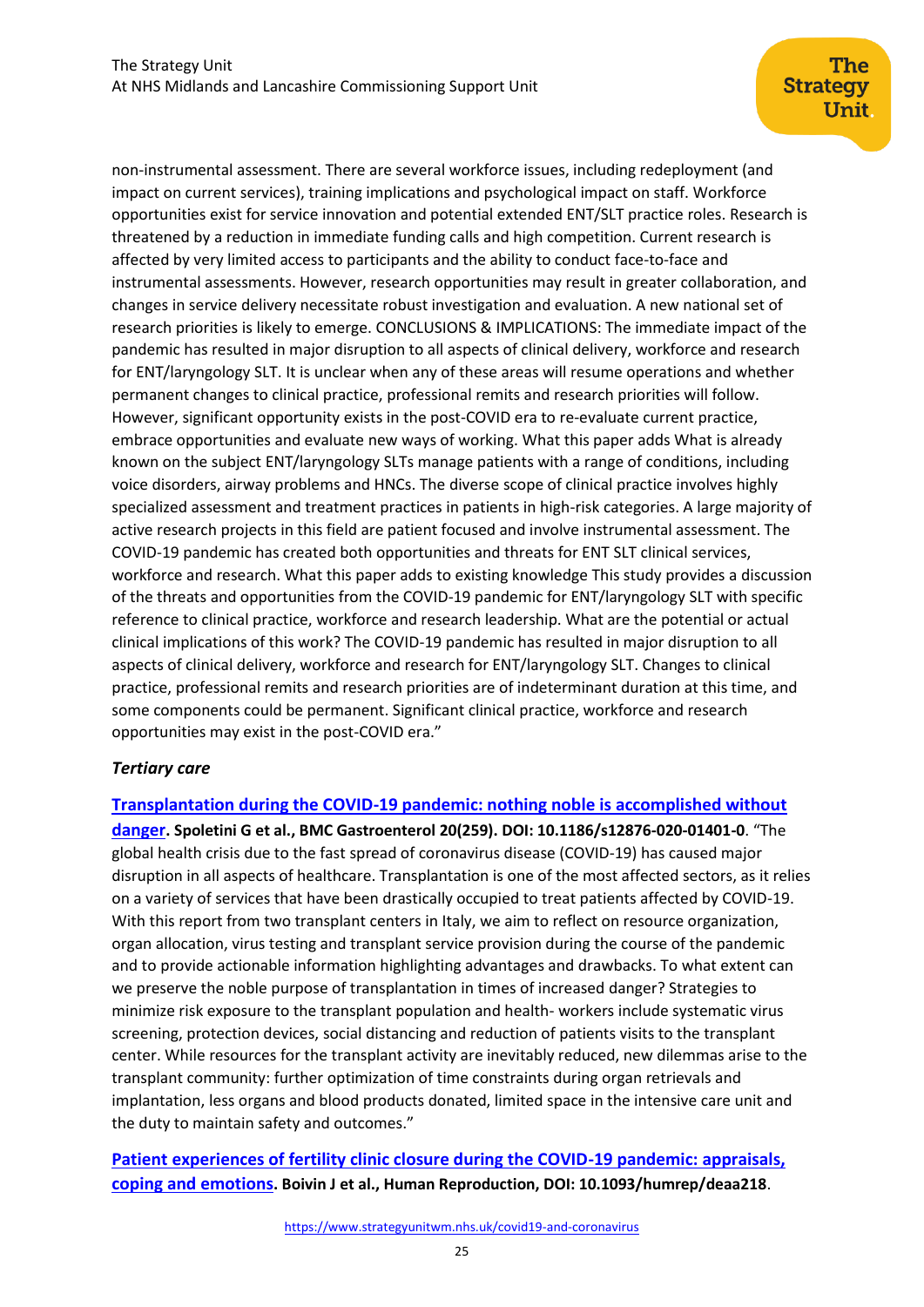non-instrumental assessment. There are several workforce issues, including redeployment (and impact on current services), training implications and psychological impact on staff. Workforce opportunities exist for service innovation and potential extended ENT/SLT practice roles. Research is threatened by a reduction in immediate funding calls and high competition. Current research is affected by very limited access to participants and the ability to conduct face-to-face and instrumental assessments. However, research opportunities may result in greater collaboration, and changes in service delivery necessitate robust investigation and evaluation. A new national set of research priorities is likely to emerge. CONCLUSIONS & IMPLICATIONS: The immediate impact of the pandemic has resulted in major disruption to all aspects of clinical delivery, workforce and research for ENT/laryngology SLT. It is unclear when any of these areas will resume operations and whether permanent changes to clinical practice, professional remits and research priorities will follow. However, significant opportunity exists in the post-COVID era to re-evaluate current practice, embrace opportunities and evaluate new ways of working. What this paper adds What is already known on the subject ENT/laryngology SLTs manage patients with a range of conditions, including voice disorders, airway problems and HNCs. The diverse scope of clinical practice involves highly specialized assessment and treatment practices in patients in high-risk categories. A large majority of active research projects in this field are patient focused and involve instrumental assessment. The COVID-19 pandemic has created both opportunities and threats for ENT SLT clinical services, workforce and research. What this paper adds to existing knowledge This study provides a discussion of the threats and opportunities from the COVID-19 pandemic for ENT/laryngology SLT with specific reference to clinical practice, workforce and research leadership. What are the potential or actual clinical implications of this work? The COVID-19 pandemic has resulted in major disruption to all aspects of clinical delivery, workforce and research for ENT/laryngology SLT. Changes to clinical practice, professional remits and research priorities are of indeterminant duration at this time, and some components could be permanent. Significant clinical practice, workforce and research opportunities may exist in the post-COVID era."

### *Tertiary care*

**Transplantation during the COVID-19 pandemic: nothing noble is accomplished without danger. Spoletini G et al., BMC Gastroenterol 20(259). DOI: 10.1186/s12876-020-01401-0**. "The global health crisis due to the fast spread of coronavirus disease (COVID-19) has caused major disruption in all aspects of healthcare. Transplantation is one of the most affected sectors, as it relies on a variety of services that have been drastically occupied to treat patients affected by COVID-19. With this report from two transplant centers in Italy, we aim to reflect on resource organization, organ allocation, virus testing and transplant service provision during the course of the pandemic and to provide actionable information highlighting advantages and drawbacks. To what extent can we preserve the noble purpose of transplantation in times of increased danger? Strategies to minimize risk exposure to the transplant population and health- workers include systematic virus screening, protection devices, social distancing and reduction of patients visits to the transplant center. While resources for the transplant activity are inevitably reduced, new dilemmas arise to the transplant community: further optimization of time constraints during organ retrievals and implantation, less organs and blood products donated, limited space in the intensive care unit and the duty to maintain safety and outcomes."

**Patient experiences of fertility clinic closure during the COVID-19 pandemic: appraisals, coping and emotions. Boivin J et al., Human Reproduction, DOI: 10.1093/humrep/deaa218**.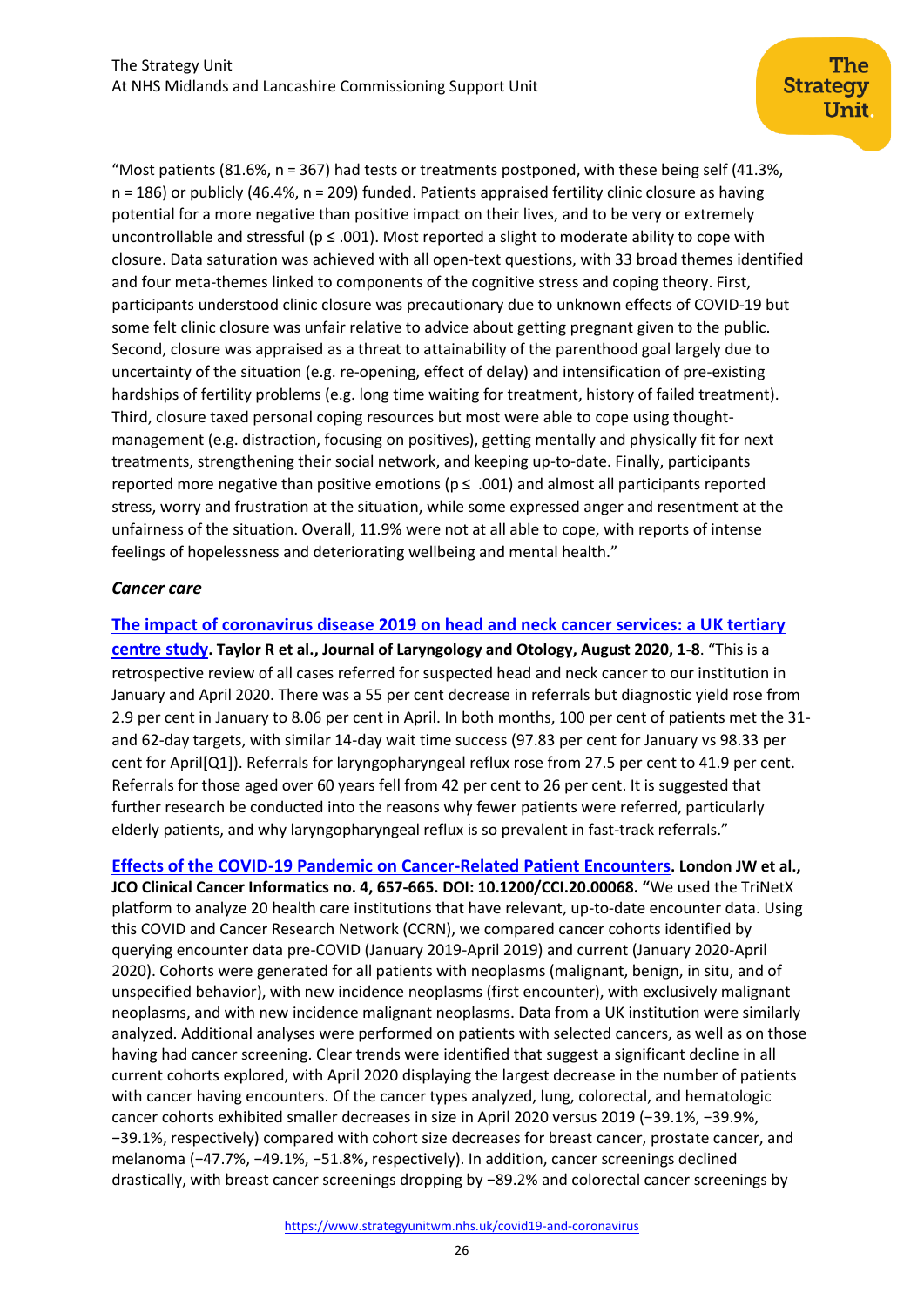"Most patients (81.6%, n = 367) had tests or treatments postponed, with these being self (41.3%, n = 186) or publicly (46.4%, n = 209) funded. Patients appraised fertility clinic closure as having potential for a more negative than positive impact on their lives, and to be very or extremely uncontrollable and stressful ($p \leq .001$). Most reported a slight to moderate ability to cope with closure. Data saturation was achieved with all open-text questions, with 33 broad themes identified and four meta-themes linked to components of the cognitive stress and coping theory. First, participants understood clinic closure was precautionary due to unknown effects of COVID-19 but some felt clinic closure was unfair relative to advice about getting pregnant given to the public. Second, closure was appraised as a threat to attainability of the parenthood goal largely due to uncertainty of the situation (e.g. re-opening, effect of delay) and intensification of pre-existing hardships of fertility problems (e.g. long time waiting for treatment, history of failed treatment). Third, closure taxed personal coping resources but most were able to cope using thought-management (e.g. distraction, focusing on positives), getting mentally and physically fit for next treatments, strengthening their social network, and keeping up-to-date. Finally, participants reported more negative than positive emotions ($p \leq .001$) and almost all participants reported stress, worry and frustration at the situation, while some expressed anger and resentment at the unfairness of the situation. Overall, 11.9% were not at all able to cope, with reports of intense feelings of hopelessness and deteriorating wellbeing and mental health."

### *Cancer care*

**The impact of coronavirus disease 2019 on head and neck cancer services: a UK tertiary centre study. Taylor R et al., Journal of Laryngology and Otology, August 2020, 1-8**. "This is a retrospective review of all cases referred for suspected head and neck cancer to our institution in January and April 2020. There was a 55 per cent decrease in referrals but diagnostic yield rose from 2.9 per cent in January to 8.06 per cent in April. In both months, 100 per cent of patients met the 31- and 62-day targets, with similar 14-day wait time success (97.83 per cent for January vs 98.33 per cent for April[Q1]). Referrals for laryngopharyngeal reflux rose from 27.5 per cent to 41.9 per cent. Referrals for those aged over 60 years fell from 42 per cent to 26 per cent. It is suggested that further research be conducted into the reasons why fewer patients were referred, particularly elderly patients, and why laryngopharyngeal reflux is so prevalent in fast-track referrals."

**Effects of the COVID-19 Pandemic on Cancer-Related Patient Encounters. London JW et al., JCO Clinical Cancer Informatics no. 4, 657-665. DOI: 10.1200/CCI.20.00068. "**We used the TriNetX platform to analyze 20 health care institutions that have relevant, up-to-date encounter data. Using this COVID and Cancer Research Network (CCRN), we compared cancer cohorts identified by querying encounter data pre-COVID (January 2019-April 2019) and current (January 2020-April 2020). Cohorts were generated for all patients with neoplasms (malignant, benign, in situ, and of unspecified behavior), with new incidence neoplasms (first encounter), with exclusively malignant neoplasms, and with new incidence malignant neoplasms. Data from a UK institution were similarly analyzed. Additional analyses were performed on patients with selected cancers, as well as on those having had cancer screening. Clear trends were identified that suggest a significant decline in all current cohorts explored, with April 2020 displaying the largest decrease in the number of patients with cancer having encounters. Of the cancer types analyzed, lung, colorectal, and hematologic cancer cohorts exhibited smaller decreases in size in April 2020 versus 2019 (−39.1%, −39.9%, −39.1%, respectively) compared with cohort size decreases for breast cancer, prostate cancer, and melanoma (−47.7%, −49.1%, −51.8%, respectively). In addition, cancer screenings declined drastically, with breast cancer screenings dropping by −89.2% and colorectal cancer screenings by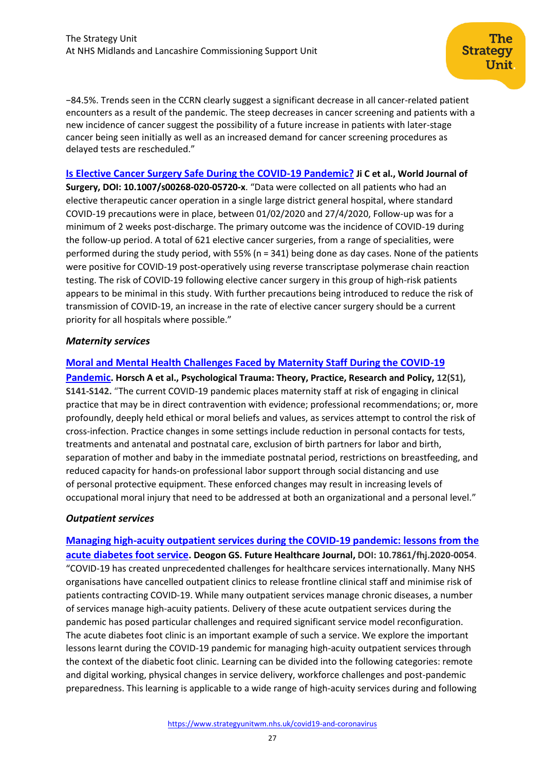−84.5%. Trends seen in the CCRN clearly suggest a significant decrease in all cancer-related patient encounters as a result of the pandemic. The steep decreases in cancer screening and patients with a new incidence of cancer suggest the possibility of a future increase in patients with later-stage cancer being seen initially as well as an increased demand for cancer screening procedures as delayed tests are rescheduled."

**[Is Elective Cancer Surgery Safe During the COVID-19 Pandemic?](#) Ji C et al., World Journal of Surgery, DOI: 10.1007/s00268-020-05720-x**. "Data were collected on all patients who had an elective therapeutic cancer operation in a single large district general hospital, where standard COVID-19 precautions were in place, between 01/02/2020 and 27/4/2020, Follow-up was for a minimum of 2 weeks post-discharge. The primary outcome was the incidence of COVID-19 during the follow-up period. A total of 621 elective cancer surgeries, from a range of specialities, were performed during the study period, with 55% (n = 341) being done as day cases. None of the patients were positive for COVID-19 post-operatively using reverse transcriptase polymerase chain reaction testing. The risk of COVID-19 following elective cancer surgery in this group of high-risk patients appears to be minimal in this study. With further precautions being introduced to reduce the risk of transmission of COVID-19, an increase in the rate of elective cancer surgery should be a current priority for all hospitals where possible."

### *Maternity services*

**[Moral and Mental Health Challenges Faced by Maternity Staff During the COVID-19 Pandemic](#). Horsch A et al., Psychological Trauma: Theory, Practice, Research and Policy, 12(S1), S141-S142.** "The current COVID-19 pandemic places maternity staff at risk of engaging in clinical practice that may be in direct contravention with evidence; professional recommendations; or, more profoundly, deeply held ethical or moral beliefs and values, as services attempt to control the risk of cross-infection. Practice changes in some settings include reduction in personal contacts for tests, treatments and antenatal and postnatal care, exclusion of birth partners for labor and birth, separation of mother and baby in the immediate postnatal period, restrictions on breastfeeding, and reduced capacity for hands-on professional labor support through social distancing and use of personal protective equipment. These enforced changes may result in increasing levels of occupational moral injury that need to be addressed at both an organizational and a personal level."

### *Outpatient services*

**[Managing high-acuity outpatient services during the COVID-19 pandemic: lessons from the acute diabetes foot service](#). Deogon GS. Future Healthcare Journal, DOI: 10.7861/fhj.2020-0054**. "COVID-19 has created unprecedented challenges for healthcare services internationally. Many NHS organisations have cancelled outpatient clinics to release frontline clinical staff and minimise risk of patients contracting COVID-19. While many outpatient services manage chronic diseases, a number of services manage high-acuity patients. Delivery of these acute outpatient services during the pandemic has posed particular challenges and required significant service model reconfiguration. The acute diabetes foot clinic is an important example of such a service. We explore the important lessons learnt during the COVID-19 pandemic for managing high-acuity outpatient services through the context of the diabetic foot clinic. Learning can be divided into the following categories: remote and digital working, physical changes in service delivery, workforce challenges and post-pandemic preparedness. This learning is applicable to a wide range of high-acuity services during and following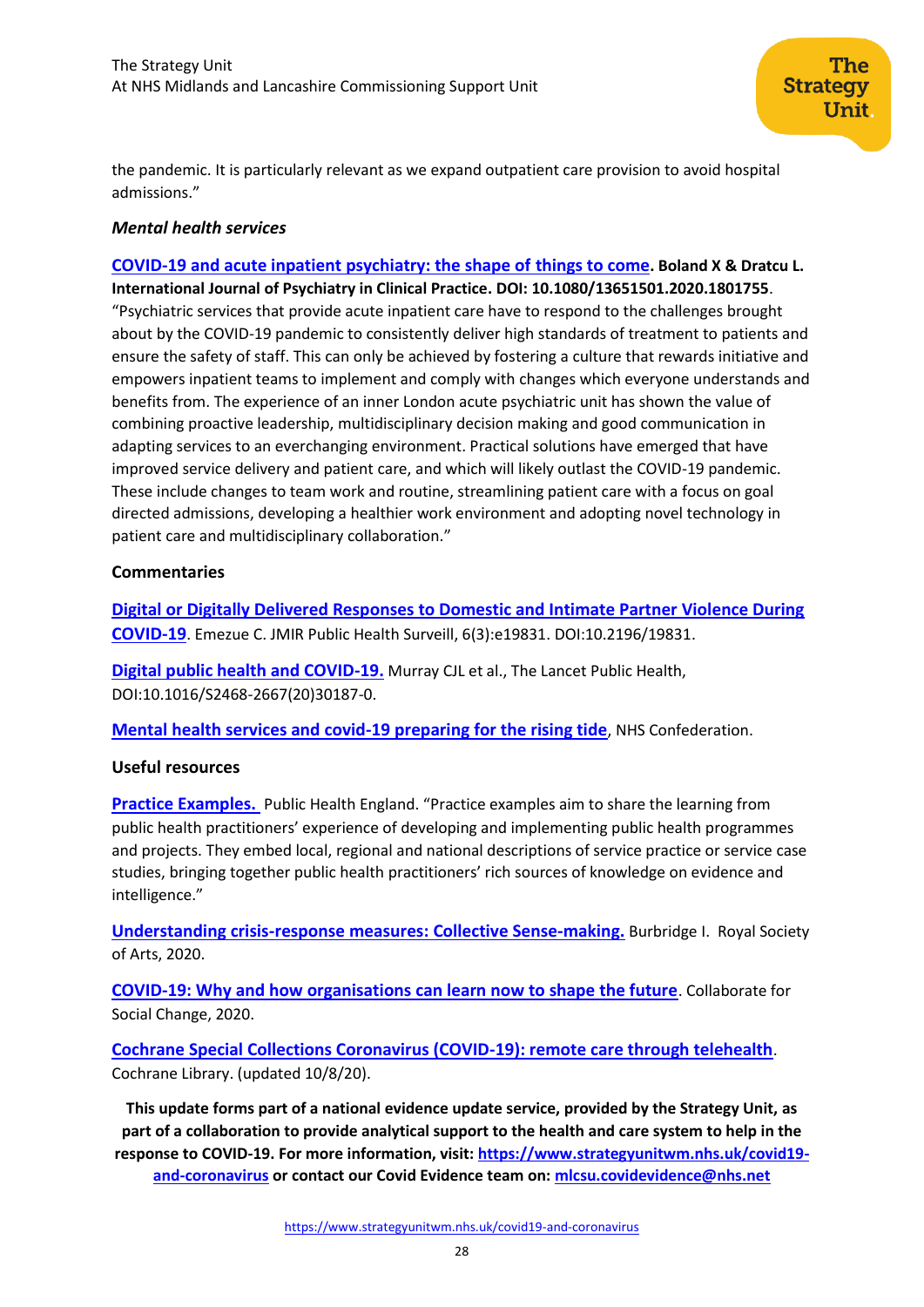the pandemic. It is particularly relevant as we expand outpatient care provision to avoid hospital admissions."

***Mental health services***

**COVID-19 and acute inpatient psychiatry: the shape of things to come. Boland X & Dratcu L. International Journal of Psychiatry in Clinical Practice. DOI: 10.1080/13651501.2020.1801755**. "Psychiatric services that provide acute inpatient care have to respond to the challenges brought about by the COVID-19 pandemic to consistently deliver high standards of treatment to patients and ensure the safety of staff. This can only be achieved by fostering a culture that rewards initiative and empowers inpatient teams to implement and comply with changes which everyone understands and benefits from. The experience of an inner London acute psychiatric unit has shown the value of combining proactive leadership, multidisciplinary decision making and good communication in adapting services to an everchanging environment. Practical solutions have emerged that have improved service delivery and patient care, and which will likely outlast the COVID-19 pandemic. These include changes to team work and routine, streamlining patient care with a focus on goal directed admissions, developing a healthier work environment and adopting novel technology in patient care and multidisciplinary collaboration."

**Commentaries**

**Digital or Digitally Delivered Responses to Domestic and Intimate Partner Violence During COVID-19**. Emezue C. JMIR Public Health Surveill, 6(3):e19831. DOI:10.2196/19831.

**Digital public health and COVID-19.** Murray CJL et al., The Lancet Public Health, DOI:10.1016/S2468-2667(20)30187-0.

**Mental health services and covid-19 preparing for the rising tide**, NHS Confederation.

**Useful resources**

**Practice Examples.** Public Health England. "Practice examples aim to share the learning from public health practitioners' experience of developing and implementing public health programmes and projects. They embed local, regional and national descriptions of service practice or service case studies, bringing together public health practitioners' rich sources of knowledge on evidence and intelligence."

**Understanding crisis-response measures: Collective Sense-making.** Burbridge I. Royal Society of Arts, 2020.

**COVID-19: Why and how organisations can learn now to shape the future**. Collaborate for Social Change, 2020.

**Cochrane Special Collections Coronavirus (COVID-19): remote care through telehealth**. Cochrane Library. (updated 10/8/20).

**This update forms part of a national evidence update service, provided by the Strategy Unit, as part of a collaboration to provide analytical support to the health and care system to help in the response to COVID-19. For more information, visit: https://www.strategyunitwm.nhs.uk/covid19-and-coronavirus or contact our Covid Evidence team on: mlcsu.covidevidence@nhs.net**